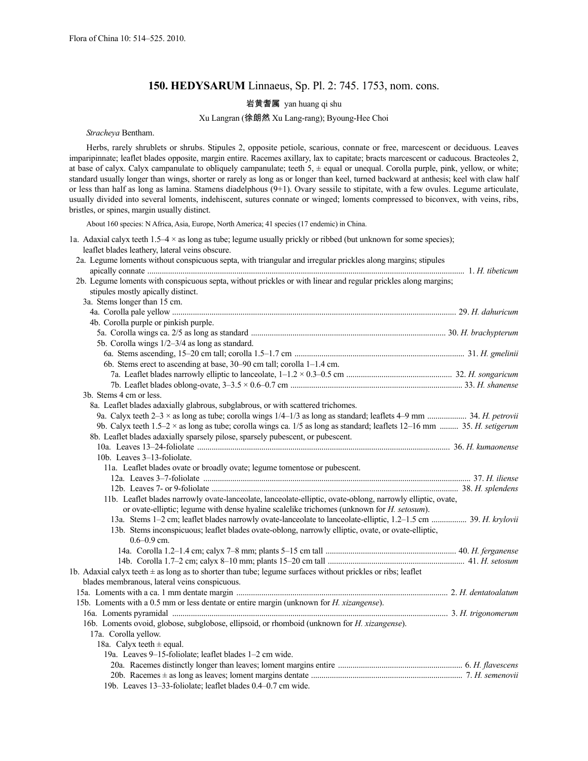Flora of China 10: 514–525. 2010.

# 150. HEDYSARUM Linnaeus, Sp. Pl. 2: 745. 1753, nom. cons.

岩黄耆属 yan huang qi shu

Xu Langran (徐朗然 Xu Lang-rang); Byoung-Hee Choi

*Stracheya* Bentham.

Herbs, rarely shrublets or shrubs. Stipules 2, opposite petiole, scarious, connate or free, marcescent or deciduous. Leaves imparipinnate; leaflet blades opposite, margin entire. Racemes axillary, lax to capitate; bracts marcescent or caducous. Bracteoles 2, at base of calyx. Calyx campanulate to obliquely campanulate; teeth 5, ± equal or unequal. Corolla purple, pink, yellow, or white; standard usually longer than wings, shorter or rarely as long as or longer than keel, turned backward at anthesis; keel with claw half or less than half as long as lamina. Stamens diadelphous (9+1). Ovary sessile to stipitate, with a few ovules. Legume articulate, usually divided into several loments, indehiscent, sutures connate or winged; loments compressed to biconvex, with veins, ribs, bristles, or spines, margin usually distinct.

About 160 species: N Africa, Asia, Europe, North America; 41 species (17 endemic) in China.

1a. Adaxial calyx teeth 1.5–4 × as long as tube; legume usually prickly or ribbed (but unknown for some species); leaflet blades leathery, lateral veins obscure.
  2a. Legume loments without conspicuous septa, with triangular and irregular prickles along margins; stipules apically connate .................... 1. *H. tibeticum*
  2b. Legume loments with conspicuous septa, without prickles or with linear and regular prickles along margins; stipules mostly apically distinct.
    3a. Stems longer than 15 cm.
      4a. Corolla pale yellow .................... 29. *H. dahuricum*
      4b. Corolla purple or pinkish purple.
        5a. Corolla wings ca. 2/5 as long as standard .................... 30. *H. brachypterum*
        5b. Corolla wings 1/2–3/4 as long as standard.
          6a. Stems ascending, 15–20 cm tall; corolla 1.5–1.7 cm .................... 31. *H. gmelinii*
          6b. Stems erect to ascending at base, 30–90 cm tall; corolla 1–1.4 cm.
            7a. Leaflet blades narrowly elliptic to lanceolate, 1–1.2 × 0.3–0.5 cm .................... 32. *H. songaricum*
            7b. Leaflet blades oblong-ovate, 3–3.5 × 0.6–0.7 cm .................... 33. *H. shanense*
    3b. Stems 4 cm or less.
      8a. Leaflet blades adaxially glabrous, subglabrous, or with scattered trichomes.
        9a. Calyx teeth 2–3 × as long as tube; corolla wings 1/4–1/3 as long as standard; leaflets 4–9 mm .................... 34. *H. petrovii*
        9b. Calyx teeth 1.5–2 × as long as tube; corolla wings ca. 1/5 as long as standard; leaflets 12–16 mm .................... 35. *H. setigerum*
      8b. Leaflet blades adaxially sparsely pilose, sparsely pubescent, or pubescent.
        10a. Leaves 13–24-foliolate .................... 36. *H. kumaonense*
        10b. Leaves 3–13-foliolate.
          11a. Leaflet blades ovate or broadly ovate; legume tomentose or pubescent.
            12a. Leaves 3–7-foliolate .................... 37. *H. iliense*
            12b. Leaves 7- or 9-foliolate .................... 38. *H. splendens*
          11b. Leaflet blades narrowly ovate-lanceolate, lanceolate-elliptic, ovate-oblong, narrowly elliptic, ovate, or ovate-elliptic; legume with dense hyaline scalelike trichomes (unknown for *H. setosum*).
            13a. Stems 1–2 cm; leaflet blades narrowly ovate-lanceolate to lanceolate-elliptic, 1.2–1.5 cm .................... 39. *H. krylovii*
            13b. Stems inconspicuous; leaflet blades ovate-oblong, narrowly elliptic, ovate, or ovate-elliptic, 0.6–0.9 cm.
              14a. Corolla 1.2–1.4 cm; calyx 7–8 mm; plants 5–15 cm tall .................... 40. *H. ferganense*
              14b. Corolla 1.7–2 cm; calyx 8–10 mm; plants 15–20 cm tall .................... 41. *H. setosum*

1b. Adaxial calyx teeth ± as long as to shorter than tube; legume surfaces without prickles or ribs; leaflet blades membranous, lateral veins conspicuous.
  15a. Loments with a ca. 1 mm dentate margin .................... 2. *H. dentatoalatum*
  15b. Loments with a 0.5 mm or less dentate or entire margin (unknown for *H. xizangense*).
    16a. Loments pyramidal .................... 3. *H. trigonomerum*
    16b. Loments ovoid, globose, subglobose, ellipsoid, or rhomboid (unknown for *H. xizangense*).
      17a. Corolla yellow.
        18a. Calyx teeth ± equal.
          19a. Leaves 9–15-foliolate; leaflet blades 1–2 cm wide.
            20a. Racemes distinctly longer than leaves; loment margins entire .................... 6. *H. flavescens*
            20b. Racemes ± as long as leaves; loment margins dentate .................... 7. *H. semenovii*
          19b. Leaves 13–33-foliolate; leaflet blades 0.4–0.7 cm wide.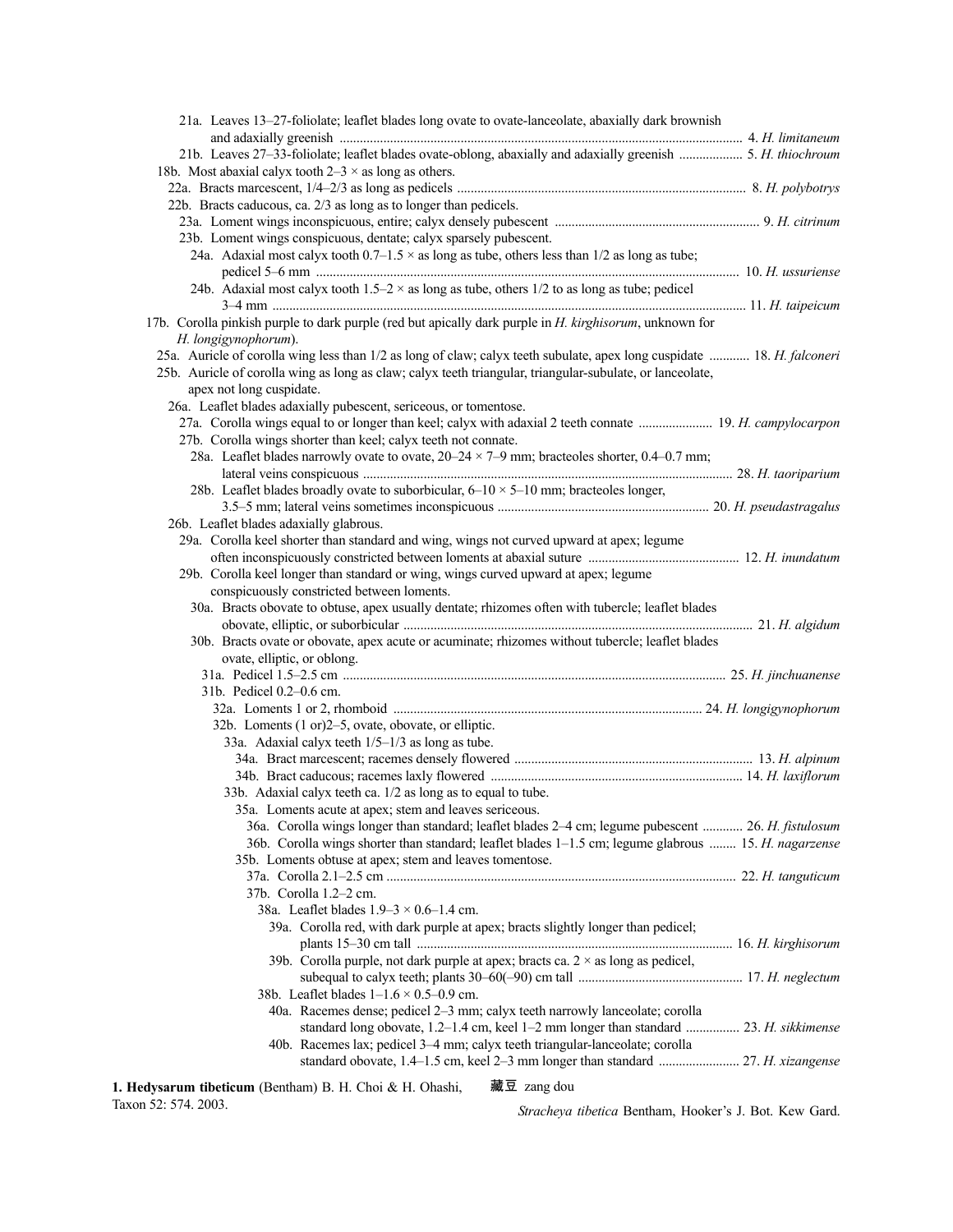21a. Leaves 13–27-foliolate; leaflet blades long ovate to ovate-lanceolate, abaxially dark brownish and adaxially greenish ..................................................................................................... 4. *H. limitaneum*

21b. Leaves 27–33-foliolate; leaflet blades ovate-oblong, abaxially and adaxially greenish .................. 5. *H. thiochroum*

18b. Most abaxial calyx tooth 2–3 × as long as others.

22a. Bracts marcescent, 1/4–2/3 as long as pedicels .................................................................................... 8. *H. polybotrys*

22b. Bracts caducous, ca. 2/3 as long as to longer than pedicels.

23a. Loment wings inconspicuous, entire; calyx densely pubescent ............................................................ 9. *H. citrinum*

23b. Loment wings conspicuous, dentate; calyx sparsely pubescent.

24a. Adaxial most calyx tooth 0.7–1.5 × as long as tube, others less than 1/2 as long as tube; pedicel 5–6 mm .......................................................................................................................... 10. *H. ussuriense*

24b. Adaxial most calyx tooth 1.5–2 × as long as tube, others 1/2 to as long as tube; pedicel 3–4 mm ............................................................................................................................... 11. *H. taipeicum*

17b. Corolla pinkish purple to dark purple (red but apically dark purple in *H. kirghisorum*, unknown for *H. longigynophorum*).

25a. Auricle of corolla wing less than 1/2 as long as claw; calyx teeth subulate, apex long cuspidate ............ 18. *H. falconeri*

25b. Auricle of corolla wing as long as claw; calyx teeth triangular, triangular-subulate, or lanceolate, apex not long cuspidate.

26a. Leaflet blades adaxially pubescent, sericeous, or tomentose.

27a. Corolla wings equal to or longer than keel; calyx with adaxial 2 teeth connate ...................... 19. *H. campylocarpon*

27b. Corolla wings shorter than keel; calyx teeth not connate.

28a. Leaflet blades narrowly ovate to ovate, 20–24 × 7–9 mm; bracteoles shorter, 0.4–0.7 mm; lateral veins conspicuous ............................................................................................................ 28. *H. taoriparium*

28b. Leaflet blades broadly ovate to suborbicular, 6–10 × 5–10 mm; bracteoles longer, 3.5–5 mm; lateral veins sometimes inconspicuous .............................................................. 20. *H. pseudastragalus*

26b. Leaflet blades adaxially glabrous.

29a. Corolla keel shorter than standard and wing, wings not curved upward at apex; legume often inconspicuously constricted between loments at abaxial suture ............................................ 12. *H. inundatum*

29b. Corolla keel longer than standard or wing, wings curved upward at apex; legume conspicuously constricted between loments.

30a. Bracts obovate to obtuse, apex usually dentate; rhizomes often with tubercle; leaflet blades obovate, elliptic, or suborbicular ...................................................................................................... 21. *H. algidum*

30b. Bracts ovate or obovate, apex acute or acuminate; rhizomes without tubercle; leaflet blades ovate, elliptic, or oblong.

31a. Pedicel 1.5–2.5 cm ............................................................................................................... 25. *H. jinchuanense*

31b. Pedicel 0.2–0.6 cm.

32a. Loments 1 or 2, rhomboid .......................................................................................... 24. *H. longigynophorum*

32b. Loments (1 or)2–5, ovate, obovate, or elliptic.

33a. Adaxial calyx teeth 1/5–1/3 as long as tube.

34a. Bract marcescent; racemes densely flowered ....................................................................... 13. *H. alpinum*

34b. Bract caducous; racemes laxly flowered .......................................................................... 14. *H. laxiflorum*

33b. Adaxial calyx teeth ca. 1/2 as long as to equal to tube.

35a. Loments acute at apex; stem and leaves sericeous.

36a. Corolla wings longer than standard; leaflet blades 2–4 cm; legume pubescent ............ 26. *H. fistulosum*

36b. Corolla wings shorter than standard; leaflet blades 1–1.5 cm; legume glabrous ........ 15. *H. nagarzense*

35b. Loments obtuse at apex; stem and leaves tomentose.

37a. Corolla 2.1–2.5 cm ...................................................................................................... 22. *H. tanguticum*

37b. Corolla 1.2–2 cm.

38a. Leaflet blades 1.9–3 × 0.6–1.4 cm.

39a. Corolla red, with dark purple at apex; bracts slightly longer than pedicel; plants 15–30 cm tall ............................................................................................. 16. *H. kirghisorum*

39b. Corolla purple, not dark purple at apex; bracts ca. 2 × as long as pedicel, subequal to calyx teeth; plants 30–60(–90) cm tall ................................................ 17. *H. neglectum*

38b. Leaflet blades 1–1.6 × 0.5–0.9 cm.

40a. Racemes dense; pedicel 2–3 mm; calyx teeth narrowly lanceolate; corolla standard long obovate, 1.2–1.4 cm, keel 1–2 mm longer than standard ................ 23. *H. sikkimense*

40b. Racemes lax; pedicel 3–4 mm; calyx teeth triangular-lanceolate; corolla standard obovate, 1.4–1.5 cm, keel 2–3 mm longer than standard ........................ 27. *H. xizangense*

**1. Hedysarum tibeticum** (Bentham) B. H. Choi & H. Ohashi, Taxon 52: 574. 2003.

藏豆 zang dou

*Stracheya tibetica* Bentham, Hooker's J. Bot. Kew Gard.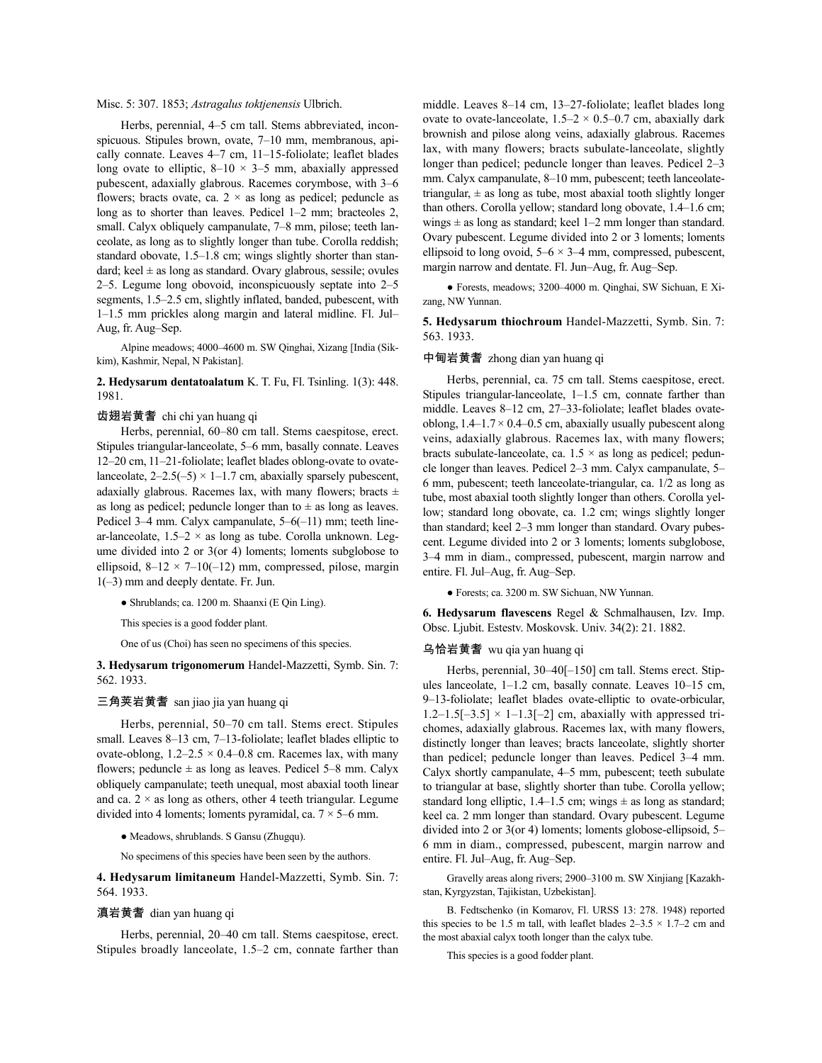Misc. 5: 307. 1853; *Astragalus toktjenensis* Ulbrich.

Herbs, perennial, 4–5 cm tall. Stems abbreviated, inconspicuous. Stipules brown, ovate, 7–10 mm, membranous, apically connate. Leaves 4–7 cm, 11–15-foliolate; leaflet blades long ovate to elliptic, 8–10 × 3–5 mm, abaxially appressed pubescent, adaxially glabrous. Racemes corymbose, with 3–6 flowers; bracts ovate, ca. 2 × as long as pedicel; peduncle as long as to shorter than leaves. Pedicel 1–2 mm; bracteoles 2, small. Calyx obliquely campanulate, 7–8 mm, pilose; teeth lanceolate, as long as to slightly longer than tube. Corolla reddish; standard obovate, 1.5–1.8 cm; wings slightly shorter than standard; keel ± as long as standard. Ovary glabrous, sessile; ovules 2–5. Legume long obovoid, inconspicuously septate into 2–5 segments, 1.5–2.5 cm, slightly inflated, banded, pubescent, with 1–1.5 mm prickles along margin and lateral midline. Fl. Jul–Aug, fr. Aug–Sep.

Alpine meadows; 4000–4600 m. SW Qinghai, Xizang [India (Sikkim), Kashmir, Nepal, N Pakistan].

**2. Hedysarum dentatoalatum** K. T. Fu, Fl. Tsinling. 1(3): 448. 1981.

齿翅岩黄耆 chi chi yan huang qi

Herbs, perennial, 60–80 cm tall. Stems caespitose, erect. Stipules triangular-lanceolate, 5–6 mm, basally connate. Leaves 12–20 cm, 11–21-foliolate; leaflet blades oblong-ovate to ovate-lanceolate, 2–2.5(–5) × 1–1.7 cm, abaxially sparsely pubescent, adaxially glabrous. Racemes lax, with many flowers; bracts ± as long as pedicel; peduncle longer than to ± as long as leaves. Pedicel 3–4 mm. Calyx campanulate, 5–6(–11) mm; teeth linear-lanceolate, 1.5–2 × as long as tube. Corolla unknown. Legume divided into 2 or 3(or 4) loments; loments subglobose to ellipsoid, 8–12 × 7–10(–12) mm, compressed, pilose, margin 1(–3) mm and deeply dentate. Fr. Jun.

● Shrublands; ca. 1200 m. Shaanxi (E Qin Ling).

This species is a good fodder plant.

One of us (Choi) has seen no specimens of this species.

**3. Hedysarum trigonomerum** Handel-Mazzetti, Symb. Sin. 7: 562. 1933.

三角荚岩黄耆 san jiao jia yan huang qi

Herbs, perennial, 50–70 cm tall. Stems erect. Stipules small. Leaves 8–13 cm, 7–13-foliolate; leaflet blades elliptic to ovate-oblong, 1.2–2.5 × 0.4–0.8 cm. Racemes lax, with many flowers; peduncle ± as long as leaves. Pedicel 5–8 mm. Calyx obliquely campanulate; teeth unequal, most abaxial tooth linear and ca. 2 × as long as others, other 4 teeth triangular. Legume divided into 4 loments; loments pyramidal, ca. 7 × 5–6 mm.

● Meadows, shrublands. S Gansu (Zhugqu).

No specimens of this species have been seen by the authors.

**4. Hedysarum limitaneum** Handel-Mazzetti, Symb. Sin. 7: 564. 1933.

滇岩黄耆 dian yan huang qi

Herbs, perennial, 20–40 cm tall. Stems caespitose, erect. Stipules broadly lanceolate, 1.5–2 cm, connate farther than middle. Leaves 8–14 cm, 13–27-foliolate; leaflet blades long ovate to ovate-lanceolate, 1.5–2 × 0.5–0.7 cm, abaxially dark brownish and pilose along veins, adaxially glabrous. Racemes lax, with many flowers; bracts subulate-lanceolate, slightly longer than pedicel; peduncle longer than leaves. Pedicel 2–3 mm. Calyx campanulate, 8–10 mm, pubescent; teeth lanceolate-triangular, ± as long as tube, most abaxial tooth slightly longer than others. Corolla yellow; standard long obovate, 1.4–1.6 cm; wings ± as long as standard; keel 1–2 mm longer than standard. Ovary pubescent. Legume divided into 2 or 3 loments; loments ellipsoid to long ovoid, 5–6 × 3–4 mm, compressed, pubescent, margin narrow and dentate. Fl. Jun–Aug, fr. Aug–Sep.

● Forests, meadows; 3200–4000 m. Qinghai, SW Sichuan, E Xizang, NW Yunnan.

**5. Hedysarum thiochroum** Handel-Mazzetti, Symb. Sin. 7: 563. 1933.

中甸岩黄耆 zhong dian yan huang qi

Herbs, perennial, ca. 75 cm tall. Stems caespitose, erect. Stipules triangular-lanceolate, 1–1.5 cm, connate farther than middle. Leaves 8–12 cm, 27–33-foliolate; leaflet blades ovate-oblong, 1.4–1.7 × 0.4–0.5 cm, abaxially usually pubescent along veins, adaxially glabrous. Racemes lax, with many flowers; bracts subulate-lanceolate, ca. 1.5 × as long as pedicel; peduncle longer than leaves. Pedicel 2–3 mm. Calyx campanulate, 5–6 mm, pubescent; teeth lanceolate-triangular, ca. 1/2 as long as tube, most abaxial tooth slightly longer than others. Corolla yellow; standard long obovate, ca. 1.2 cm; wings slightly longer than standard; keel 2–3 mm longer than standard. Ovary pubescent. Legume divided into 2 or 3 loments; loments subglobose, 3–4 mm in diam., compressed, pubescent, margin narrow and entire. Fl. Jul–Aug, fr. Aug–Sep.

● Forests; ca. 3200 m. SW Sichuan, NW Yunnan.

**6. Hedysarum flavescens** Regel & Schmalhausen, Izv. Imp. Obsc. Ljubit. Estestv. Moskovsk. Univ. 34(2): 21. 1882.

乌恰岩黄耆 wu qia yan huang qi

Herbs, perennial, 30–40[–150] cm tall. Stems erect. Stipules lanceolate, 1–1.2 cm, basally connate. Leaves 10–15 cm, 9–13-foliolate; leaflet blades ovate-elliptic to ovate-orbicular, 1.2–1.5[–3.5] × 1–1.3[–2] cm, abaxially with appressed trichomes, adaxially glabrous. Racemes lax, with many flowers, distinctly longer than leaves; bracts lanceolate, slightly shorter than pedicel; peduncle longer than leaves. Pedicel 3–4 mm. Calyx shortly campanulate, 4–5 mm, pubescent; teeth subulate to triangular at base, slightly shorter than tube. Corolla yellow; standard long elliptic, 1.4–1.5 cm; wings ± as long as standard; keel ca. 2 mm longer than standard. Ovary pubescent. Legume divided into 2 or 3(or 4) loments; loments globose-ellipsoid, 5–6 mm in diam., compressed, pubescent, margin narrow and entire. Fl. Jul–Aug, fr. Aug–Sep.

Gravelly areas along rivers; 2900–3100 m. SW Xinjiang [Kazakhstan, Kyrgyzstan, Tajikistan, Uzbekistan].

B. Fedtschenko (in Komarov, Fl. URSS 13: 278. 1948) reported this species to be 1.5 m tall, with leaflet blades 2–3.5 × 1.7–2 cm and the most abaxial calyx tooth longer than the calyx tube.

This species is a good fodder plant.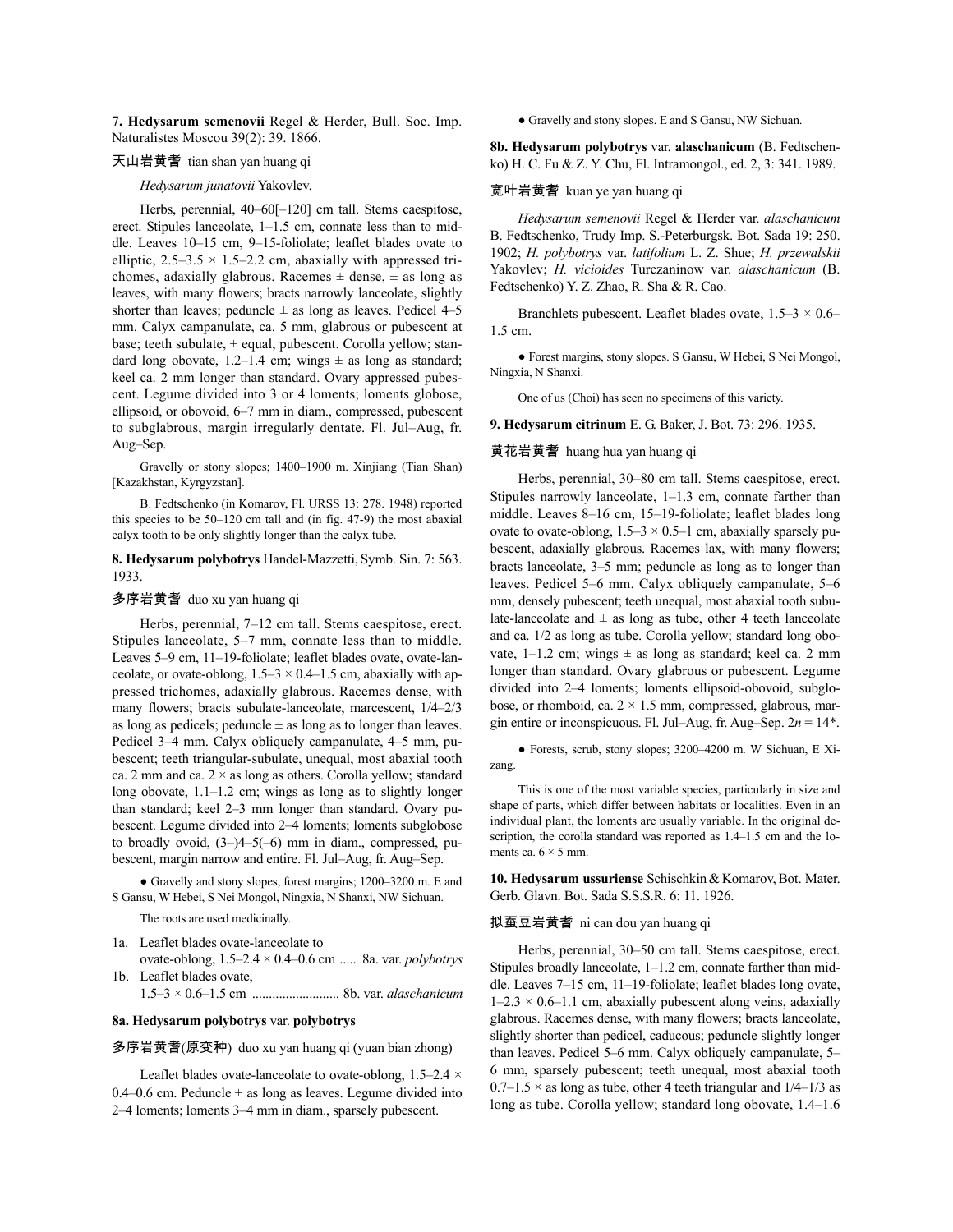**7. Hedysarum semenovii** Regel & Herder, Bull. Soc. Imp. Naturalistes Moscou 39(2): 39. 1866.

天山岩黄耆 tian shan yan huang qi

*Hedysarum junatovii* Yakovlev.

Herbs, perennial, 40–60[–120] cm tall. Stems caespitose, erect. Stipules lanceolate, 1–1.5 cm, connate less than to middle. Leaves 10–15 cm, 9–15-foliolate; leaflet blades ovate to elliptic, 2.5–3.5 × 1.5–2.2 cm, abaxially with appressed trichomes, adaxially glabrous. Racemes ± dense, ± as long as leaves, with many flowers; bracts narrowly lanceolate, slightly shorter than leaves; peduncle ± as long as leaves. Pedicel 4–5 mm. Calyx campanulate, ca. 5 mm, glabrous or pubescent at base; teeth subulate, ± equal, pubescent. Corolla yellow; standard long obovate, 1.2–1.4 cm; wings ± as long as standard; keel ca. 2 mm longer than standard. Ovary appressed pubescent. Legume divided into 3 or 4 loments; loments globose, ellipsoid, or obovoid, 6–7 mm in diam., compressed, pubescent to subglabrous, margin irregularly dentate. Fl. Jul–Aug, fr. Aug–Sep.

Gravelly or stony slopes; 1400–1900 m. Xinjiang (Tian Shan) [Kazakhstan, Kyrgyzstan].

B. Fedtschenko (in Komarov, Fl. URSS 13: 278. 1948) reported this species to be 50–120 cm tall and (in fig. 47-9) the most abaxial calyx tooth to be only slightly longer than the calyx tube.

**8. Hedysarum polybotrys** Handel-Mazzetti, Symb. Sin. 7: 563. 1933.

多序岩黄耆 duo xu yan huang qi

Herbs, perennial, 7–12 cm tall. Stems caespitose, erect. Stipules lanceolate, 5–7 mm, connate less than to middle. Leaves 5–9 cm, 11–19-foliolate; leaflet blades ovate, ovate-lanceolate, or ovate-oblong, 1.5–3 × 0.4–1.5 cm, abaxially with appressed trichomes, adaxially glabrous. Racemes dense, with many flowers; bracts subulate-lanceolate, marcescent, 1/4–2/3 as long as pedicels; peduncle ± as long as to longer than leaves. Pedicel 3–4 mm. Calyx obliquely campanulate, 4–5 mm, pubescent; teeth triangular-subulate, unequal, most abaxial tooth ca. 2 mm and ca. 2 × as long as others. Corolla yellow; standard long obovate, 1.1–1.2 cm; wings as long as to slightly longer than standard; keel 2–3 mm longer than standard. Ovary pubescent. Legume divided into 2–4 loments; loments subglobose to broadly ovoid, (3–)4–5(–6) mm in diam., compressed, pubescent, margin narrow and entire. Fl. Jul–Aug, fr. Aug–Sep.

● Gravelly and stony slopes, forest margins; 1200–3200 m. E and S Gansu, W Hebei, S Nei Mongol, Ningxia, N Shanxi, NW Sichuan.

The roots are used medicinally.

1a. Leaflet blades ovate-lanceolate to ovate-oblong, 1.5–2.4 × 0.4–0.6 cm ..... 8a. var. *polybotrys*
1b. Leaflet blades ovate, 1.5–3 × 0.6–1.5 cm .......................... 8b. var. *alaschanicum*

**8a. Hedysarum polybotrys** var. **polybotrys**

多序岩黄耆(原变种) duo xu yan huang qi (yuan bian zhong)

Leaflet blades ovate-lanceolate to ovate-oblong, 1.5–2.4 × 0.4–0.6 cm. Peduncle ± as long as leaves. Legume divided into 2–4 loments; loments 3–4 mm in diam., sparsely pubescent.

● Gravelly and stony slopes. E and S Gansu, NW Sichuan.

**8b. Hedysarum polybotrys** var. **alaschanicum** (B. Fedtschenko) H. C. Fu & Z. Y. Chu, Fl. Intramongol., ed. 2, 3: 341. 1989.

宽叶岩黄耆 kuan ye yan huang qi

*Hedysarum semenovii* Regel & Herder var. *alaschanicum* B. Fedtschenko, Trudy Imp. S.-Peterburgsk. Bot. Sada 19: 250. 1902; *H. polybotrys* var. *latifolium* L. Z. Shue; *H. przewalskii* Yakovlev; *H. vicioides* Turczaninow var. *alaschanicum* (B. Fedtschenko) Y. Z. Zhao, R. Sha & R. Cao.

Branchlets pubescent. Leaflet blades ovate, 1.5–3 × 0.6–1.5 cm.

● Forest margins, stony slopes. S Gansu, W Hebei, S Nei Mongol, Ningxia, N Shanxi.

One of us (Choi) has seen no specimens of this variety.

**9. Hedysarum citrinum** E. G. Baker, J. Bot. 73: 296. 1935.

黄花岩黄耆 huang hua yan huang qi

Herbs, perennial, 30–80 cm tall. Stems caespitose, erect. Stipules narrowly lanceolate, 1–1.3 cm, connate farther than middle. Leaves 8–16 cm, 15–19-foliolate; leaflet blades long ovate to ovate-oblong, 1.5–3 × 0.5–1 cm, abaxially sparsely pubescent, adaxially glabrous. Racemes lax, with many flowers; bracts lanceolate, 3–5 mm; peduncle as long as to longer than leaves. Pedicel 5–6 mm. Calyx obliquely campanulate, 5–6 mm, densely pubescent; teeth unequal, most abaxial tooth subulate-lanceolate and ± as long as tube, other 4 teeth lanceolate and ca. 1/2 as long as tube. Corolla yellow; standard long obovate, 1–1.2 cm; wings ± as long as standard; keel ca. 2 mm longer than standard. Ovary glabrous or pubescent. Legume divided into 2–4 loments; loments ellipsoid-obovoid, subglobose, or rhomboid, ca. 2 × 1.5 mm, compressed, glabrous, margin entire or inconspicuous. Fl. Jul–Aug, fr. Aug–Sep. $2n = 14$*.

● Forests, scrub, stony slopes; 3200–4200 m. W Sichuan, E Xizang.

This is one of the most variable species, particularly in size and shape of parts, which differ between habitats or localities. Even in an individual plant, the loments are usually variable. In the original description, the corolla standard was reported as 1.4–1.5 cm and the loments ca. 6 × 5 mm.

**10. Hedysarum ussuriense** Schischkin & Komarov, Bot. Mater. Gerb. Glavn. Bot. Sada S.S.S.R. 6: 11. 1926.

拟蚕豆岩黄耆 ni can dou yan huang qi

Herbs, perennial, 30–50 cm tall. Stems caespitose, erect. Stipules broadly lanceolate, 1–1.2 cm, connate farther than middle. Leaves 7–15 cm, 11–19-foliolate; leaflet blades long ovate, 1–2.3 × 0.6–1.1 cm, abaxially pubescent along veins, adaxially glabrous. Racemes dense, with many flowers; bracts lanceolate, slightly shorter than pedicel, caducous; peduncle slightly longer than leaves. Pedicel 5–6 mm. Calyx obliquely campanulate, 5–6 mm, sparsely pubescent; teeth unequal, most abaxial tooth 0.7–1.5 × as long as tube, other 4 teeth triangular and 1/4–1/3 as long as tube. Corolla yellow; standard long obovate, 1.4–1.6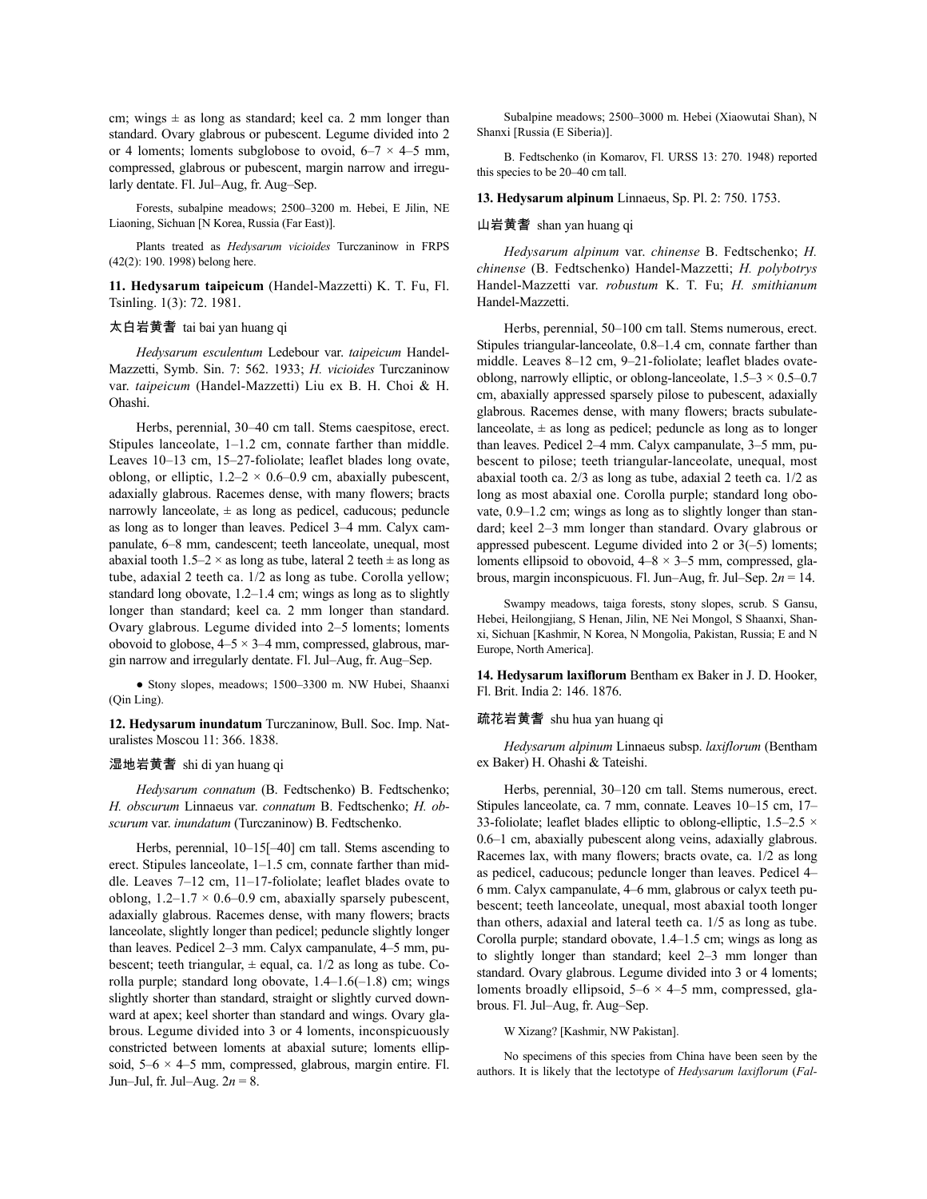cm; wings ± as long as standard; keel ca. 2 mm longer than standard. Ovary glabrous or pubescent. Legume divided into 2 or 4 loments; loments subglobose to ovoid, 6–7 × 4–5 mm, compressed, glabrous or pubescent, margin narrow and irregularly dentate. Fl. Jul–Aug, fr. Aug–Sep.

Forests, subalpine meadows; 2500–3200 m. Hebei, E Jilin, NE Liaoning, Sichuan [N Korea, Russia (Far East)].

Plants treated as *Hedysarum vicioides* Turczaninow in FRPS (42(2): 190. 1998) belong here.

**11. Hedysarum taipeicum** (Handel-Mazzetti) K. T. Fu, Fl. Tsinling. 1(3): 72. 1981.

太白岩黄耆 tai bai yan huang qi

*Hedysarum esculentum* Ledebour var. *taipeicum* Handel-Mazzetti, Symb. Sin. 7: 562. 1933; *H. vicioides* Turczaninow var. *taipeicum* (Handel-Mazzetti) Liu ex B. H. Choi & H. Ohashi.

Herbs, perennial, 30–40 cm tall. Stems caespitose, erect. Stipules lanceolate, 1–1.2 cm, connate farther than middle. Leaves 10–13 cm, 15–27-foliolate; leaflet blades long ovate, oblong, or elliptic, 1.2–2 × 0.6–0.9 cm, abaxially pubescent, adaxially glabrous. Racemes dense, with many flowers; bracts narrowly lanceolate, ± as long as pedicel, caducous; peduncle as long as to longer than leaves. Pedicel 3–4 mm. Calyx campanulate, 6–8 mm, candescent; teeth lanceolate, unequal, most abaxial tooth 1.5–2 × as long as tube, lateral 2 teeth ± as long as tube, adaxial 2 teeth ca. 1/2 as long as tube. Corolla yellow; standard long obovate, 1.2–1.4 cm; wings as long as to slightly longer than standard; keel ca. 2 mm longer than standard. Ovary glabrous. Legume divided into 2–5 loments; loments obovoid to globose, 4–5 × 3–4 mm, compressed, glabrous, margin narrow and irregularly dentate. Fl. Jul–Aug, fr. Aug–Sep.

● Stony slopes, meadows; 1500–3300 m. NW Hubei, Shaanxi (Qin Ling).

**12. Hedysarum inundatum** Turczaninow, Bull. Soc. Imp. Naturalistes Moscou 11: 366. 1838.

湿地岩黄耆 shi di yan huang qi

*Hedysarum connatum* (B. Fedtschenko) B. Fedtschenko; *H. obscurum* Linnaeus var. *connatum* B. Fedtschenko; *H. obscurum* var. *inundatum* (Turczaninow) B. Fedtschenko.

Herbs, perennial, 10–15[–40] cm tall. Stems ascending to erect. Stipules lanceolate, 1–1.5 cm, connate farther than middle. Leaves 7–12 cm, 11–17-foliolate; leaflet blades ovate to oblong, 1.2–1.7 × 0.6–0.9 cm, abaxially sparsely pubescent, adaxially glabrous. Racemes dense, with many flowers; bracts lanceolate, slightly longer than pedicel; peduncle slightly longer than leaves. Pedicel 2–3 mm. Calyx campanulate, 4–5 mm, pubescent; teeth triangular, ± equal, ca. 1/2 as long as tube. Corolla purple; standard long obovate, 1.4–1.6(–1.8) cm; wings slightly shorter than standard, straight or slightly curved downward at apex; keel shorter than standard and wings. Ovary glabrous. Legume divided into 3 or 4 loments, inconspicuously constricted between loments at abaxial suture; loments ellipsoid, 5–6 × 4–5 mm, compressed, glabrous, margin entire. Fl. Jun–Jul, fr. Jul–Aug. $2n = 8$.

Subalpine meadows; 2500–3000 m. Hebei (Xiaowutai Shan), N Shanxi [Russia (E Siberia)].

B. Fedtschenko (in Komarov, Fl. URSS 13: 270. 1948) reported this species to be 20–40 cm tall.

**13. Hedysarum alpinum** Linnaeus, Sp. Pl. 2: 750. 1753.

山岩黄耆 shan yan huang qi

*Hedysarum alpinum* var. *chinense* B. Fedtschenko; *H. chinense* (B. Fedtschenko) Handel-Mazzetti; *H. polybotrys* Handel-Mazzetti var. *robustum* K. T. Fu; *H. smithianum* Handel-Mazzetti.

Herbs, perennial, 50–100 cm tall. Stems numerous, erect. Stipules triangular-lanceolate, 0.8–1.4 cm, connate farther than middle. Leaves 8–12 cm, 9–21-foliolate; leaflet blades ovate-oblong, narrowly elliptic, or oblong-lanceolate, 1.5–3 × 0.5–0.7 cm, abaxially appressed sparsely pilose to pubescent, adaxially glabrous. Racemes dense, with many flowers; bracts subulate-lanceolate, ± as long as pedicel; peduncle as long as to longer than leaves. Pedicel 2–4 mm. Calyx campanulate, 3–5 mm, pubescent to pilose; teeth triangular-lanceolate, unequal, most abaxial tooth ca. 2/3 as long as tube, adaxial 2 teeth ca. 1/2 as long as most abaxial one. Corolla purple; standard long obovate, 0.9–1.2 cm; wings as long as to slightly longer than standard; keel 2–3 mm longer than standard. Ovary glabrous or appressed pubescent. Legume divided into 2 or 3(–5) loments; loments ellipsoid to obovoid, 4–8 × 3–5 mm, compressed, glabrous, margin inconspicuous. Fl. Jun–Aug, fr. Jul–Sep. $2n = 14$.

Swampy meadows, taiga forests, stony slopes, scrub. S Gansu, Hebei, Heilongjiang, S Henan, Jilin, NE Nei Mongol, S Shaanxi, Shanxi, Sichuan [Kashmir, N Korea, N Mongolia, Pakistan, Russia; E and N Europe, North America].

**14. Hedysarum laxiflorum** Bentham ex Baker in J. D. Hooker, Fl. Brit. India 2: 146. 1876.

疏花岩黄耆 shu hua yan huang qi

*Hedysarum alpinum* Linnaeus subsp. *laxiflorum* (Bentham ex Baker) H. Ohashi & Tateishi.

Herbs, perennial, 30–120 cm tall. Stems numerous, erect. Stipules lanceolate, ca. 7 mm, connate. Leaves 10–15 cm, 17–33-foliolate; leaflet blades elliptic to oblong-elliptic, 1.5–2.5 × 0.6–1 cm, abaxially pubescent along veins, adaxially glabrous. Racemes lax, with many flowers; bracts ovate, ca. 1/2 as long as pedicel, caducous; peduncle longer than leaves. Pedicel 4–6 mm. Calyx campanulate, 4–6 mm, glabrous or calyx teeth pubescent; teeth lanceolate, unequal, most abaxial tooth longer than others, adaxial and lateral teeth ca. 1/5 as long as tube. Corolla purple; standard obovate, 1.4–1.5 cm; wings as long as to slightly longer than standard; keel 2–3 mm longer than standard. Ovary glabrous. Legume divided into 3 or 4 loments; loments broadly ellipsoid, 5–6 × 4–5 mm, compressed, glabrous. Fl. Jul–Aug, fr. Aug–Sep.

W Xizang? [Kashmir, NW Pakistan].

No specimens of this species from China have been seen by the authors. It is likely that the lectotype of *Hedysarum laxiflorum* (*Fal-*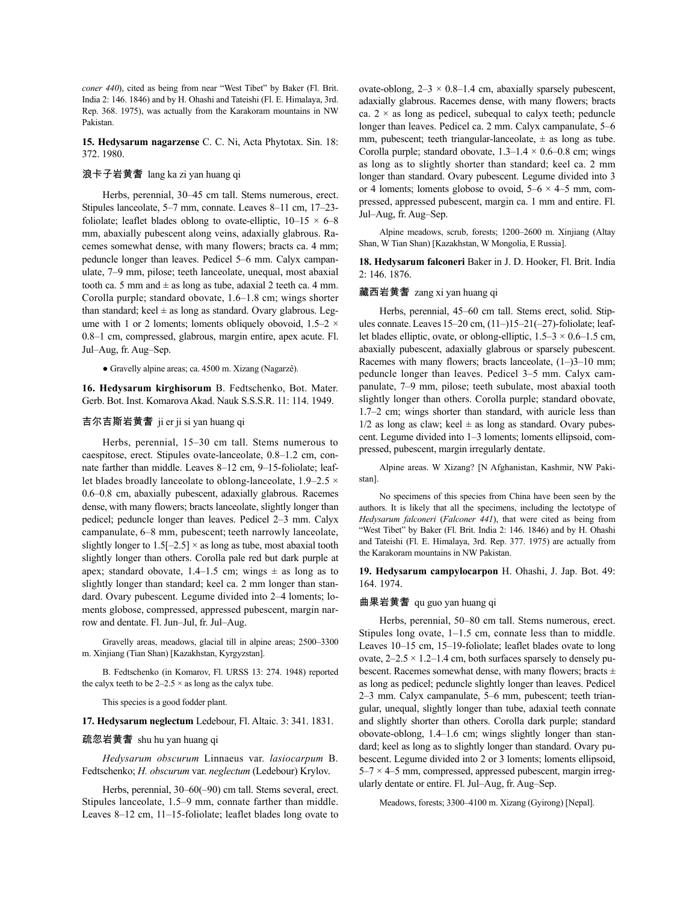*coner 440*), cited as being from near "West Tibet" by Baker (Fl. Brit. India 2: 146. 1846) and by H. Ohashi and Tateishi (Fl. E. Himalaya, 3rd. Rep. 368. 1975), was actually from the Karakoram mountains in NW Pakistan.

**15. Hedysarum nagarzense** C. C. Ni, Acta Phytotax. Sin. 18: 372. 1980.

浪卡子岩黄耆 lang ka zi yan huang qi

Herbs, perennial, 30–45 cm tall. Stems numerous, erect. Stipules lanceolate, 5–7 mm, connate. Leaves 8–11 cm, 17–23-foliolate; leaflet blades oblong to ovate-elliptic, 10–15 × 6–8 mm, abaxially pubescent along veins, adaxially glabrous. Racemes somewhat dense, with many flowers; bracts ca. 4 mm; peduncle longer than leaves. Pedicel 5–6 mm. Calyx campanulate, 7–9 mm, pilose; teeth lanceolate, unequal, most abaxial tooth ca. 5 mm and ± as long as tube, adaxial 2 teeth ca. 4 mm. Corolla purple; standard obovate, 1.6–1.8 cm; wings shorter than standard; keel ± as long as standard. Ovary glabrous. Legume with 1 or 2 loments; loments obliquely obovoid, 1.5–2 × 0.8–1 cm, compressed, glabrous, margin entire, apex acute. Fl. Jul–Aug, fr. Aug–Sep.

● Gravelly alpine areas; ca. 4500 m. Xizang (Nagarzê).

**16. Hedysarum kirghisorum** B. Fedtschenko, Bot. Mater. Gerb. Bot. Inst. Komarova Akad. Nauk S.S.S.R. 11: 114. 1949.

吉尔吉斯岩黄耆 ji er ji si yan huang qi

Herbs, perennial, 15–30 cm tall. Stems numerous to caespitose, erect. Stipules ovate-lanceolate, 0.8–1.2 cm, connate farther than middle. Leaves 8–12 cm, 9–15-foliolate; leaflet blades broadly lanceolate to oblong-lanceolate, 1.9–2.5 × 0.6–0.8 cm, abaxially pubescent, adaxially glabrous. Racemes dense, with many flowers; bracts lanceolate, slightly longer than pedicel; peduncle longer than leaves. Pedicel 2–3 mm. Calyx campanulate, 6–8 mm, pubescent; teeth narrowly lanceolate, slightly longer to 1.5[–2.5] × as long as tube, most abaxial tooth slightly longer than others. Corolla pale red but dark purple at apex; standard obovate, 1.4–1.5 cm; wings ± as long as to slightly longer than standard; keel ca. 2 mm longer than standard. Ovary pubescent. Legume divided into 2–4 loments; loments globose, compressed, appressed pubescent, margin narrow and dentate. Fl. Jun–Jul, fr. Jul–Aug.

Gravelly areas, meadows, glacial till in alpine areas; 2500–3300 m. Xinjiang (Tian Shan) [Kazakhstan, Kyrgyzstan].

B. Fedtschenko (in Komarov, Fl. URSS 13: 274. 1948) reported the calyx teeth to be 2–2.5 × as long as the calyx tube.

This species is a good fodder plant.

**17. Hedysarum neglectum** Ledebour, Fl. Altaic. 3: 341. 1831.

疏忽岩黄耆 shu hu yan huang qi

*Hedysarum obscurum* Linnaeus var. *lasiocarpum* B. Fedtschenko; *H. obscurum* var. *neglectum* (Ledebour) Krylov.

Herbs, perennial, 30–60(–90) cm tall. Stems several, erect. Stipules lanceolate, 1.5–9 mm, connate farther than middle. Leaves 8–12 cm, 11–15-foliolate; leaflet blades long ovate to ovate-oblong, 2–3 × 0.8–1.4 cm, abaxially sparsely pubescent, adaxially glabrous. Racemes dense, with many flowers; bracts ca. 2 × as long as pedicel, subequal to calyx teeth; peduncle longer than leaves. Pedicel ca. 2 mm. Calyx campanulate, 5–6 mm, pubescent; teeth triangular-lanceolate, ± as long as tube. Corolla purple; standard obovate, 1.3–1.4 × 0.6–0.8 cm; wings as long as to slightly shorter than standard; keel ca. 2 mm longer than standard. Ovary pubescent. Legume divided into 3 or 4 loments; loments globose to ovoid, 5–6 × 4–5 mm, compressed, appressed pubescent, margin ca. 1 mm and entire. Fl. Jul–Aug, fr. Aug–Sep.

Alpine meadows, scrub, forests; 1200–2600 m. Xinjiang (Altay Shan, W Tian Shan) [Kazakhstan, W Mongolia, E Russia].

**18. Hedysarum falconeri** Baker in J. D. Hooker, Fl. Brit. India 2: 146. 1876.

藏西岩黄耆 zang xi yan huang qi

Herbs, perennial, 45–60 cm tall. Stems erect, solid. Stipules connate. Leaves 15–20 cm, (11–)15–21(–27)-foliolate; leaflet blades elliptic, ovate, or oblong-elliptic, 1.5–3 × 0.6–1.5 cm, abaxially pubescent, adaxially glabrous or sparsely pubescent. Racemes with many flowers; bracts lanceolate, (1–)3–10 mm; peduncle longer than leaves. Pedicel 3–5 mm. Calyx campanulate, 7–9 mm, pilose; teeth subulate, most abaxial tooth slightly longer than others. Corolla purple; standard obovate, 1.7–2 cm; wings shorter than standard, with auricle less than 1/2 as long as claw; keel ± as long as standard. Ovary pubescent. Legume divided into 1–3 loments; loments ellipsoid, compressed, pubescent, margin irregularly dentate.

Alpine areas. W Xizang? [N Afghanistan, Kashmir, NW Pakistan].

No specimens of this species from China have been seen by the authors. It is likely that all the specimens, including the lectotype of *Hedysarum falconeri* (*Falconer 441*), that were cited as being from "West Tibet" by Baker (Fl. Brit. India 2: 146. 1846) and by H. Ohashi and Tateishi (Fl. E. Himalaya, 3rd. Rep. 377. 1975) are actually from the Karakoram mountains in NW Pakistan.

**19. Hedysarum campylocarpon** H. Ohashi, J. Jap. Bot. 49: 164. 1974.

曲果岩黄耆 qu guo yan huang qi

Herbs, perennial, 50–80 cm tall. Stems numerous, erect. Stipules long ovate, 1–1.5 cm, connate less than to middle. Leaves 10–15 cm, 15–19-foliolate; leaflet blades ovate to long ovate, 2–2.5 × 1.2–1.4 cm, both surfaces sparsely to densely pubescent. Racemes somewhat dense, with many flowers; bracts ± as long as pedicel; peduncle slightly longer than leaves. Pedicel 2–3 mm. Calyx campanulate, 5–6 mm, pubescent; teeth triangular, unequal, slightly longer than tube, adaxial teeth connate and slightly shorter than others. Corolla dark purple; standard obovate-oblong, 1.4–1.6 cm; wings slightly longer than standard; keel as long as to slightly longer than standard. Ovary pubescent. Legume divided into 2 or 3 loments; loments ellipsoid, 5–7 × 4–5 mm, compressed, appressed pubescent, margin irregularly dentate or entire. Fl. Jul–Aug, fr. Aug–Sep.

Meadows, forests; 3300–4100 m. Xizang (Gyirong) [Nepal].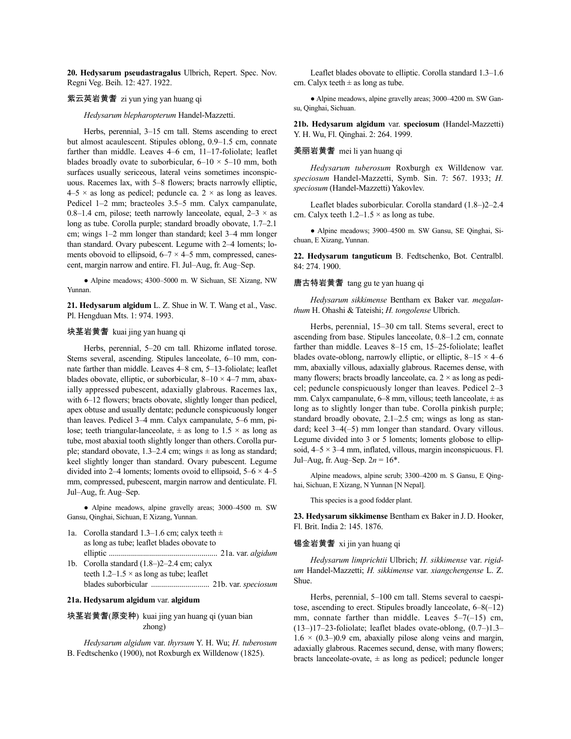**20. Hedysarum pseudastragalus** Ulbrich, Repert. Spec. Nov. Regni Veg. Beih. 12: 427. 1922.

紫云英岩黄耆 zi yun ying yan huang qi

*Hedysarum blepharopterum* Handel-Mazzetti.

Herbs, perennial, 3–15 cm tall. Stems ascending to erect but almost acaulescent. Stipules oblong, 0.9–1.5 cm, connate farther than middle. Leaves 4–6 cm, 11–17-foliolate; leaflet blades broadly ovate to suborbicular, 6–10 × 5–10 mm, both surfaces usually sericeous, lateral veins sometimes inconspicuous. Racemes lax, with 5–8 flowers; bracts narrowly elliptic, 4–5 × as long as pedicel; peduncle ca. 2 × as long as leaves. Pedicel 1–2 mm; bracteoles 3.5–5 mm. Calyx campanulate, 0.8–1.4 cm, pilose; teeth narrowly lanceolate, equal, 2–3 × as long as tube. Corolla purple; standard broadly obovate, 1.7–2.1 cm; wings 1–2 mm longer than standard; keel 3–4 mm longer than standard. Ovary pubescent. Legume with 2–4 loments; loments obovoid to ellipsoid, 6–7 × 4–5 mm, compressed, canescent, margin narrow and entire. Fl. Jul–Aug, fr. Aug–Sep.

● Alpine meadows; 4300–5000 m. W Sichuan, SE Xizang, NW Yunnan.

**21. Hedysarum algidum** L. Z. Shue in W. T. Wang et al., Vasc. Pl. Hengduan Mts. 1: 974. 1993.

块茎岩黄耆 kuai jing yan huang qi

Herbs, perennial, 5–20 cm tall. Rhizome inflated torose. Stems several, ascending. Stipules lanceolate, 6–10 mm, connate farther than middle. Leaves 4–8 cm, 5–13-foliolate; leaflet blades obovate, elliptic, or suborbicular, 8–10 × 4–7 mm, abaxially appressed pubescent, adaxially glabrous. Racemes lax, with 6–12 flowers; bracts obovate, slightly longer than pedicel, apex obtuse and usually dentate; peduncle conspicuously longer than leaves. Pedicel 3–4 mm. Calyx campanulate, 5–6 mm, pilose; teeth triangular-lanceolate, ± as long to 1.5 × as long as tube, most abaxial tooth slightly longer than others. Corolla purple; standard obovate, 1.3–2.4 cm; wings ± as long as standard; keel slightly longer than standard. Ovary pubescent. Legume divided into 2–4 loments; loments ovoid to ellipsoid, 5–6 × 4–5 mm, compressed, pubescent, margin narrow and denticulate. Fl. Jul–Aug, fr. Aug–Sep.

● Alpine meadows, alpine gravelly areas; 3000–4500 m. SW Gansu, Qinghai, Sichuan, E Xizang, Yunnan.

1a. Corolla standard 1.3–1.6 cm; calyx teeth ± as long as tube; leaflet blades obovate to elliptic ..................................................... 21a. var. *algidum*
1b. Corolla standard (1.8–)2–2.4 cm; calyx teeth 1.2–1.5 × as long as tube; leaflet blades suborbicular ............................ 21b. var. *speciosum*

**21a. Hedysarum algidum** var. **algidum**

块茎岩黄耆(原变种) kuai jing yan huang qi (yuan bian zhong)

*Hedysarum algidum* var. *thyrsum* Y. H. Wu; *H. tuberosum* B. Fedtschenko (1900), not Roxburgh ex Willdenow (1825).

Leaflet blades obovate to elliptic. Corolla standard 1.3–1.6 cm. Calyx teeth ± as long as tube.

● Alpine meadows, alpine gravelly areas; 3000–4200 m. SW Gansu, Qinghai, Sichuan.

**21b. Hedysarum algidum** var. **speciosum** (Handel-Mazzetti) Y. H. Wu, Fl. Qinghai. 2: 264. 1999.

美丽岩黄耆 mei li yan huang qi

*Hedysarum tuberosum* Roxburgh ex Willdenow var. *speciosum* Handel-Mazzetti, Symb. Sin. 7: 567. 1933; *H. speciosum* (Handel-Mazzetti) Yakovlev.

Leaflet blades suborbicular. Corolla standard (1.8–)2–2.4 cm. Calyx teeth 1.2–1.5 × as long as tube.

● Alpine meadows; 3900–4500 m. SW Gansu, SE Qinghai, Sichuan, E Xizang, Yunnan.

**22. Hedysarum tanguticum** B. Fedtschenko, Bot. Centralbl. 84: 274. 1900.

唐古特岩黄耆 tang gu te yan huang qi

*Hedysarum sikkimense* Bentham ex Baker var. *megalanthum* H. Ohashi & Tateishi; *H. tongolense* Ulbrich.

Herbs, perennial, 15–30 cm tall. Stems several, erect to ascending from base. Stipules lanceolate, 0.8–1.2 cm, connate farther than middle. Leaves 8–15 cm, 15–25-foliolate; leaflet blades ovate-oblong, narrowly elliptic, or elliptic, 8–15 × 4–6 mm, abaxially villous, adaxially glabrous. Racemes dense, with many flowers; bracts broadly lanceolate, ca. 2 × as long as pedicel; peduncle conspicuously longer than leaves. Pedicel 2–3 mm. Calyx campanulate, 6–8 mm, villous; teeth lanceolate, ± as long as to slightly longer than tube. Corolla pinkish purple; standard broadly obovate, 2.1–2.5 cm; wings as long as standard; keel 3–4(–5) mm longer than standard. Ovary villous. Legume divided into 3 or 5 loments; loments globose to ellipsoid, 4–5 × 3–4 mm, inflated, villous, margin inconspicuous. Fl. Jul–Aug, fr. Aug–Sep. $2n = 16$*.

Alpine meadows, alpine scrub; 3300–4200 m. S Gansu, E Qinghai, Sichuan, E Xizang, N Yunnan [N Nepal].

This species is a good fodder plant.

**23. Hedysarum sikkimense** Bentham ex Baker in J. D. Hooker, Fl. Brit. India 2: 145. 1876.

锡金岩黄耆 xi jin yan huang qi

*Hedysarum limprichtii* Ulbrich; *H. sikkimense* var. *rigidum* Handel-Mazzetti; *H. sikkimense* var. *xiangchengense* L. Z. Shue.

Herbs, perennial, 5–100 cm tall. Stems several to caespitose, ascending to erect. Stipules broadly lanceolate, 6–8(–12) mm, connate farther than middle. Leaves 5–7(–15) cm, (13–)17–23-foliolate; leaflet blades ovate-oblong, (0.7–)1.3–1.6 × (0.3–)0.9 cm, abaxially pilose along veins and margin, adaxially glabrous. Racemes secund, dense, with many flowers; bracts lanceolate-ovate, ± as long as pedicel; peduncle longer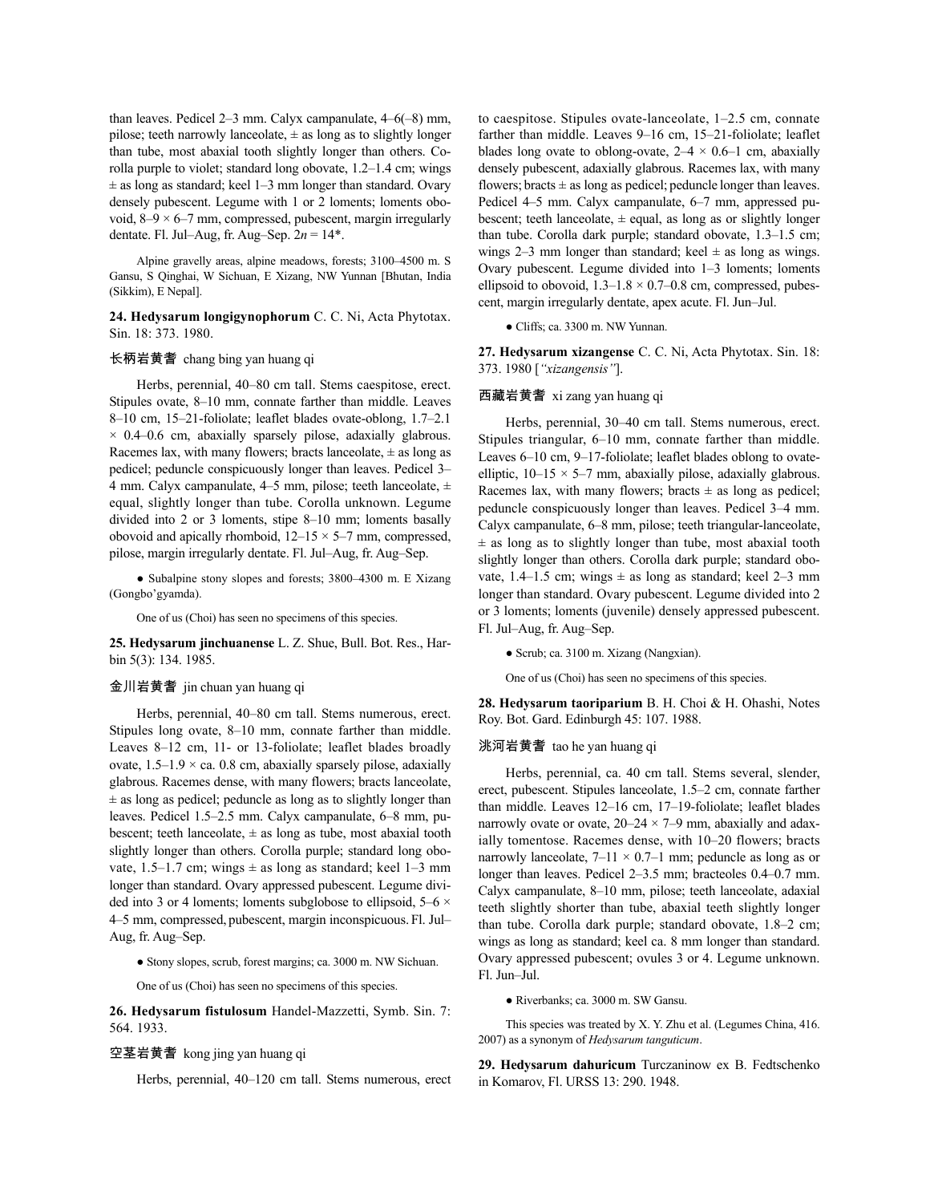than leaves. Pedicel 2–3 mm. Calyx campanulate, 4–6(–8) mm, pilose; teeth narrowly lanceolate, ± as long as to slightly longer than tube, most abaxial tooth slightly longer than others. Corolla purple to violet; standard long obovate, 1.2–1.4 cm; wings ± as long as standard; keel 1–3 mm longer than standard. Ovary densely pubescent. Legume with 1 or 2 loments; loments obovoid, 8–9 × 6–7 mm, compressed, pubescent, margin irregularly dentate. Fl. Jul–Aug, fr. Aug–Sep. 2*n* = 14*.

Alpine gravelly areas, alpine meadows, forests; 3100–4500 m. S Gansu, S Qinghai, W Sichuan, E Xizang, NW Yunnan [Bhutan, India (Sikkim), E Nepal].

**24. Hedysarum longigynophorum** C. C. Ni, Acta Phytotax. Sin. 18: 373. 1980.

长柄岩黄耆 chang bing yan huang qi

Herbs, perennial, 40–80 cm tall. Stems caespitose, erect. Stipules ovate, 8–10 mm, connate farther than middle. Leaves 8–10 cm, 15–21-foliolate; leaflet blades ovate-oblong, 1.7–2.1 × 0.4–0.6 cm, abaxially sparsely pilose, adaxially glabrous. Racemes lax, with many flowers; bracts lanceolate, ± as long as pedicel; peduncle conspicuously longer than leaves. Pedicel 3–4 mm. Calyx campanulate, 4–5 mm, pilose; teeth lanceolate, ± equal, slightly longer than tube. Corolla unknown. Legume divided into 2 or 3 loments, stipe 8–10 mm; loments basally obovoid and apically rhomboid, 12–15 × 5–7 mm, compressed, pilose, margin irregularly dentate. Fl. Jul–Aug, fr. Aug–Sep.

● Subalpine stony slopes and forests; 3800–4300 m. E Xizang (Gongbo'gyamda).

One of us (Choi) has seen no specimens of this species.

**25. Hedysarum jinchuanense** L. Z. Shue, Bull. Bot. Res., Harbin 5(3): 134. 1985.

金川岩黄耆 jin chuan yan huang qi

Herbs, perennial, 40–80 cm tall. Stems numerous, erect. Stipules long ovate, 8–10 mm, connate farther than middle. Leaves 8–12 cm, 11- or 13-foliolate; leaflet blades broadly ovate, 1.5–1.9 × ca. 0.8 cm, abaxially sparsely pilose, adaxially glabrous. Racemes dense, with many flowers; bracts lanceolate, ± as long as pedicel; peduncle as long as to slightly longer than leaves. Pedicel 1.5–2.5 mm. Calyx campanulate, 6–8 mm, pubescent; teeth lanceolate, ± as long as tube, most abaxial tooth slightly longer than others. Corolla purple; standard long obovate, 1.5–1.7 cm; wings ± as long as standard; keel 1–3 mm longer than standard. Ovary appressed pubescent. Legume divided into 3 or 4 loments; loments subglobose to ellipsoid, 5–6 × 4–5 mm, compressed, pubescent, margin inconspicuous. Fl. Jul–Aug, fr. Aug–Sep.

● Stony slopes, scrub, forest margins; ca. 3000 m. NW Sichuan.

One of us (Choi) has seen no specimens of this species.

**26. Hedysarum fistulosum** Handel-Mazzetti, Symb. Sin. 7: 564. 1933.

空茎岩黄耆 kong jing yan huang qi

Herbs, perennial, 40–120 cm tall. Stems numerous, erect to caespitose. Stipules ovate-lanceolate, 1–2.5 cm, connate farther than middle. Leaves 9–16 cm, 15–21-foliolate; leaflet blades long ovate to oblong-ovate, 2–4 × 0.6–1 cm, abaxially densely pubescent, adaxially glabrous. Racemes lax, with many flowers; bracts ± as long as pedicel; peduncle longer than leaves. Pedicel 4–5 mm. Calyx campanulate, 6–7 mm, appressed pubescent; teeth lanceolate, ± equal, as long as or slightly longer than tube. Corolla dark purple; standard obovate, 1.3–1.5 cm; wings 2–3 mm longer than standard; keel ± as long as wings. Ovary pubescent. Legume divided into 1–3 loments; loments ellipsoid to obovoid, 1.3–1.8 × 0.7–0.8 cm, compressed, pubescent, margin irregularly dentate, apex acute. Fl. Jun–Jul.

● Cliffs; ca. 3300 m. NW Yunnan.

**27. Hedysarum xizangense** C. C. Ni, Acta Phytotax. Sin. 18: 373. 1980 [*"xizangensis"*].

西藏岩黄耆 xi zang yan huang qi

Herbs, perennial, 30–40 cm tall. Stems numerous, erect. Stipules triangular, 6–10 mm, connate farther than middle. Leaves 6–10 cm, 9–17-foliolate; leaflet blades oblong to ovate-elliptic, 10–15 × 5–7 mm, abaxially pilose, adaxially glabrous. Racemes lax, with many flowers; bracts ± as long as pedicel; peduncle conspicuously longer than leaves. Pedicel 3–4 mm. Calyx campanulate, 6–8 mm, pilose; teeth triangular-lanceolate, ± as long as to slightly longer than tube, most abaxial tooth slightly longer than others. Corolla dark purple; standard obovate, 1.4–1.5 cm; wings ± as long as standard; keel 2–3 mm longer than standard. Ovary pubescent. Legume divided into 2 or 3 loments; loments (juvenile) densely appressed pubescent. Fl. Jul–Aug, fr. Aug–Sep.

● Scrub; ca. 3100 m. Xizang (Nangxian).

One of us (Choi) has seen no specimens of this species.

**28. Hedysarum taoriparium** B. H. Choi & H. Ohashi, Notes Roy. Bot. Gard. Edinburgh 45: 107. 1988.

洮河岩黄耆 tao he yan huang qi

Herbs, perennial, ca. 40 cm tall. Stems several, slender, erect, pubescent. Stipules lanceolate, 1.5–2 cm, connate farther than middle. Leaves 12–16 cm, 17–19-foliolate; leaflet blades narrowly ovate or ovate, 20–24 × 7–9 mm, abaxially and adaxially tomentose. Racemes dense, with 10–20 flowers; bracts narrowly lanceolate, 7–11 × 0.7–1 mm; peduncle as long as or longer than leaves. Pedicel 2–3.5 mm; bracteoles 0.4–0.7 mm. Calyx campanulate, 8–10 mm, pilose; teeth lanceolate, adaxial teeth slightly shorter than tube, abaxial teeth slightly longer than tube. Corolla dark purple; standard obovate, 1.8–2 cm; wings as long as standard; keel ca. 8 mm longer than standard. Ovary appressed pubescent; ovules 3 or 4. Legume unknown. Fl. Jun–Jul.

● Riverbanks; ca. 3000 m. SW Gansu.

This species was treated by X. Y. Zhu et al. (Legumes China, 416. 2007) as a synonym of *Hedysarum tanguticum*.

**29. Hedysarum dahuricum** Turczaninow ex B. Fedtschenko in Komarov, Fl. URSS 13: 290. 1948.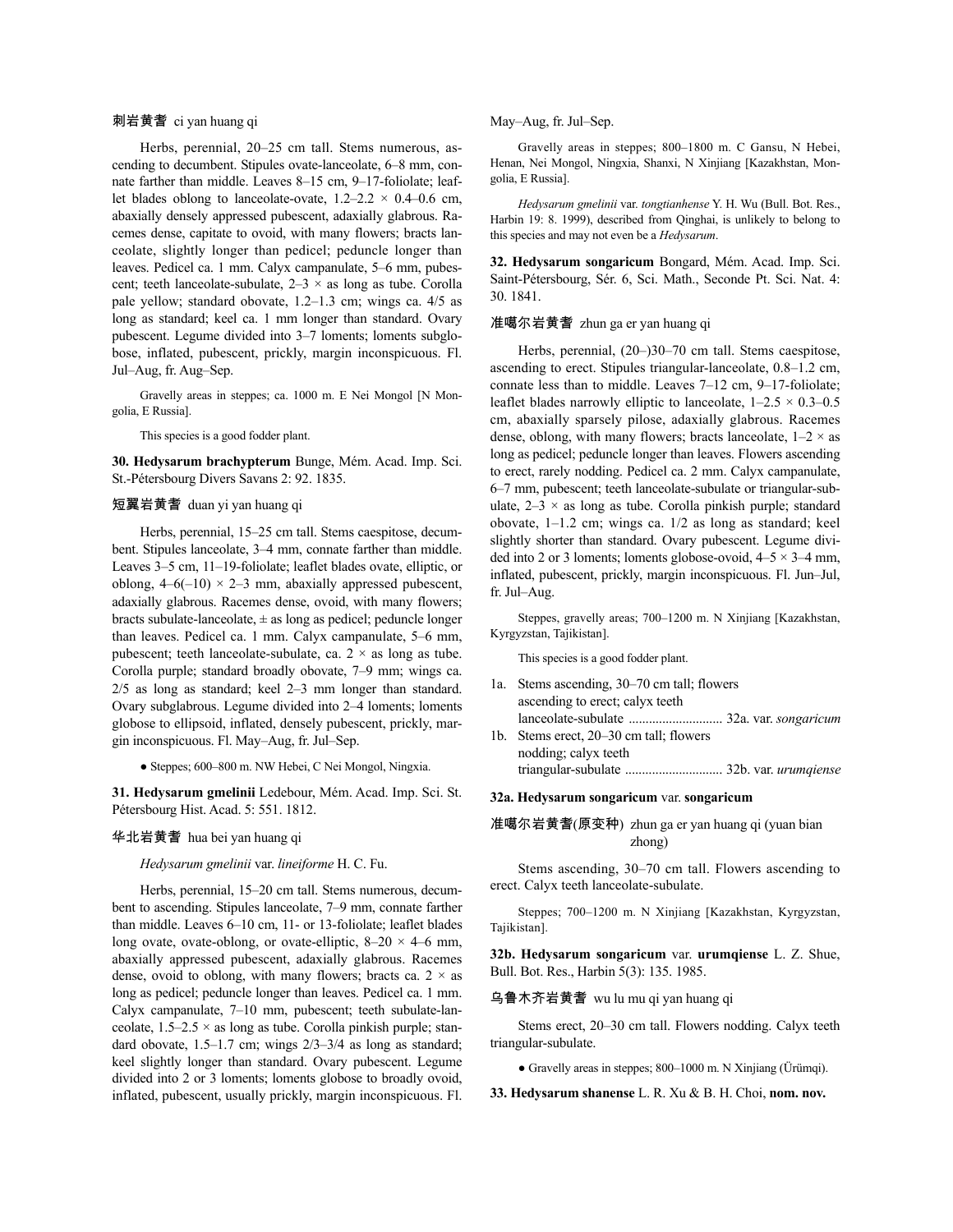刺岩黄耆 ci yan huang qi

Herbs, perennial, 20–25 cm tall. Stems numerous, ascending to decumbent. Stipules ovate-lanceolate, 6–8 mm, connate farther than middle. Leaves 8–15 cm, 9–17-foliolate; leaflet blades oblong to lanceolate-ovate, 1.2–2.2 × 0.4–0.6 cm, abaxially densely appressed pubescent, adaxially glabrous. Racemes dense, capitate to ovoid, with many flowers; bracts lanceolate, slightly longer than pedicel; peduncle longer than leaves. Pedicel ca. 1 mm. Calyx campanulate, 5–6 mm, pubescent; teeth lanceolate-subulate, 2–3 × as long as tube. Corolla pale yellow; standard obovate, 1.2–1.3 cm; wings ca. 4/5 as long as standard; keel ca. 1 mm longer than standard. Ovary pubescent. Legume divided into 3–7 loments; loments subglobose, inflated, pubescent, prickly, margin inconspicuous. Fl. Jul–Aug, fr. Aug–Sep.

Gravelly areas in steppes; ca. 1000 m. E Nei Mongol [N Mongolia, E Russia].

This species is a good fodder plant.

**30. Hedysarum brachypterum** Bunge, Mém. Acad. Imp. Sci. St.-Pétersbourg Divers Savans 2: 92. 1835.

短翼岩黄耆 duan yi yan huang qi

Herbs, perennial, 15–25 cm tall. Stems caespitose, decumbent. Stipules lanceolate, 3–4 mm, connate farther than middle. Leaves 3–5 cm, 11–19-foliolate; leaflet blades ovate, elliptic, or oblong, 4–6(–10) × 2–3 mm, abaxially appressed pubescent, adaxially glabrous. Racemes dense, ovoid, with many flowers; bracts subulate-lanceolate, ± as long as pedicel; peduncle longer than leaves. Pedicel ca. 1 mm. Calyx campanulate, 5–6 mm, pubescent; teeth lanceolate-subulate, ca. 2 × as long as tube. Corolla purple; standard broadly obovate, 7–9 mm; wings ca. 2/5 as long as standard; keel 2–3 mm longer than standard. Ovary subglabrous. Legume divided into 2–4 loments; loments globose to ellipsoid, inflated, densely pubescent, prickly, margin inconspicuous. Fl. May–Aug, fr. Jul–Sep.

● Steppes; 600–800 m. NW Hebei, C Nei Mongol, Ningxia.

**31. Hedysarum gmelinii** Ledebour, Mém. Acad. Imp. Sci. St. Pétersbourg Hist. Acad. 5: 551. 1812.

华北岩黄耆 hua bei yan huang qi

*Hedysarum gmelinii* var. *lineiforme* H. C. Fu.

Herbs, perennial, 15–20 cm tall. Stems numerous, decumbent to ascending. Stipules lanceolate, 7–9 mm, connate farther than middle. Leaves 6–10 cm, 11- or 13-foliolate; leaflet blades long ovate, ovate-oblong, or ovate-elliptic, 8–20 × 4–6 mm, abaxially appressed pubescent, adaxially glabrous. Racemes dense, ovoid to oblong, with many flowers; bracts ca. 2 × as long as pedicel; peduncle longer than leaves. Pedicel ca. 1 mm. Calyx campanulate, 7–10 mm, pubescent; teeth subulate-lanceolate, 1.5–2.5 × as long as tube. Corolla pinkish purple; standard obovate, 1.5–1.7 cm; wings 2/3–3/4 as long as standard; keel slightly longer than standard. Ovary pubescent. Legume divided into 2 or 3 loments; loments globose to broadly ovoid, inflated, pubescent, usually prickly, margin inconspicuous. Fl. May–Aug, fr. Jul–Sep.

Gravelly areas in steppes; 800–1800 m. C Gansu, N Hebei, Henan, Nei Mongol, Ningxia, Shanxi, N Xinjiang [Kazakhstan, Mongolia, E Russia].

*Hedysarum gmelinii* var. *tongtianhense* Y. H. Wu (Bull. Bot. Res., Harbin 19: 8. 1999), described from Qinghai, is unlikely to belong to this species and may not even be a *Hedysarum*.

**32. Hedysarum songaricum** Bongard, Mém. Acad. Imp. Sci. Saint-Pétersbourg, Sér. 6, Sci. Math., Seconde Pt. Sci. Nat. 4: 30. 1841.

准噶尔岩黄耆 zhun ga er yan huang qi

Herbs, perennial, (20–)30–70 cm tall. Stems caespitose, ascending to erect. Stipules triangular-lanceolate, 0.8–1.2 cm, connate less than to middle. Leaves 7–12 cm, 9–17-foliolate; leaflet blades narrowly elliptic to lanceolate, 1–2.5 × 0.3–0.5 cm, abaxially sparsely pilose, adaxially glabrous. Racemes dense, oblong, with many flowers; bracts lanceolate, 1–2 × as long as pedicel; peduncle longer than leaves. Flowers ascending to erect, rarely nodding. Pedicel ca. 2 mm. Calyx campanulate, 6–7 mm, pubescent; teeth lanceolate-subulate or triangular-subulate, 2–3 × as long as tube. Corolla pinkish purple; standard obovate, 1–1.2 cm; wings ca. 1/2 as long as standard; keel slightly shorter than standard. Ovary pubescent. Legume divided into 2 or 3 loments; loments globose-ovoid, 4–5 × 3–4 mm, inflated, pubescent, prickly, margin inconspicuous. Fl. Jun–Jul, fr. Jul–Aug.

Steppes, gravelly areas; 700–1200 m. N Xinjiang [Kazakhstan, Kyrgyzstan, Tajikistan].

This species is a good fodder plant.

1a. Stems ascending, 30–70 cm tall; flowers ascending to erect; calyx teeth lanceolate-subulate ............................ 32a. var. *songaricum*
1b. Stems erect, 20–30 cm tall; flowers nodding; calyx teeth triangular-subulate ............................ 32b. var. *urumqiense*

**32a. Hedysarum songaricum** var. **songaricum**

准噶尔岩黄耆(原变种) zhun ga er yan huang qi (yuan bian zhong)

Stems ascending, 30–70 cm tall. Flowers ascending to erect. Calyx teeth lanceolate-subulate.

Steppes; 700–1200 m. N Xinjiang [Kazakhstan, Kyrgyzstan, Tajikistan].

**32b. Hedysarum songaricum** var. **urumqiense** L. Z. Shue, Bull. Bot. Res., Harbin 5(3): 135. 1985.

乌鲁木齐岩黄耆 wu lu mu qi yan huang qi

Stems erect, 20–30 cm tall. Flowers nodding. Calyx teeth triangular-subulate.

● Gravelly areas in steppes; 800–1000 m. N Xinjiang (Ürümqi).

**33. Hedysarum shanense** L. R. Xu & B. H. Choi, **nom. nov.**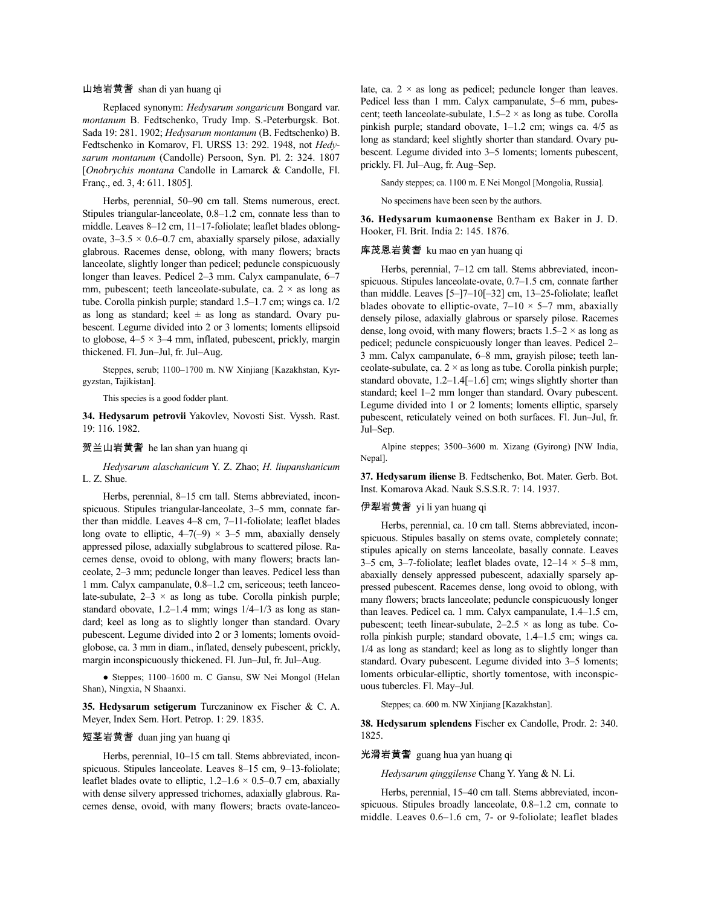山地岩黄耆 shan di yan huang qi

Replaced synonym: *Hedysarum songaricum* Bongard var. *montanum* B. Fedtschenko, Trudy Imp. S.-Peterburgsk. Bot. Sada 19: 281. 1902; *Hedysarum montanum* (B. Fedtschenko) B. Fedtschenko in Komarov, Fl. URSS 13: 292. 1948, not *Hedysarum montanum* (Candolle) Persoon, Syn. Pl. 2: 324. 1807 [*Onobrychis montana* Candolle in Lamarck & Candolle, Fl. Franç., ed. 3, 4: 611. 1805].

Herbs, perennial, 50–90 cm tall. Stems numerous, erect. Stipules triangular-lanceolate, 0.8–1.2 cm, connate less than to middle. Leaves 8–12 cm, 11–17-foliolate; leaflet blades oblong-ovate, 3–3.5 × 0.6–0.7 cm, abaxially sparsely pilose, adaxially glabrous. Racemes dense, oblong, with many flowers; bracts lanceolate, slightly longer than pedicel; peduncle conspicuously longer than leaves. Pedicel 2–3 mm. Calyx campanulate, 6–7 mm, pubescent; teeth lanceolate-subulate, 2 × as long as tube. Corolla pinkish purple; standard 1.5–1.7 cm; wings ca. 1/2 as long as standard; keel ± as long as standard. Ovary pubescent. Legume divided into 2 or 3 loments; loments ellipsoid to globose, 4–5 × 3–4 mm, inflated, pubescent, prickly, margin thickened. Fl. Jun–Jul, fr. Jul–Aug.

Steppes, scrub; 1100–1700 m. NW Xinjiang [Kazakhstan, Kyrgyzstan, Tajikistan].

This species is a good fodder plant.

**34. Hedysarum petrovii** Yakovlev, Novosti Sist. Vyssh. Rast. 19: 116. 1982.

贺兰山岩黄耆 he lan shan yan huang qi

*Hedysarum alaschanicum* Y. Z. Zhao; *H. liupanshanicum* L. Z. Shue.

Herbs, perennial, 8–15 cm tall. Stems abbreviated, inconspicuous. Stipules triangular-lanceolate, 3–5 mm, connate farther than middle. Leaves 4–8 cm, 7–11-foliolate; leaflet blades long ovate to elliptic, 4–7(–9) × 3–5 mm, abaxially densely appressed pilose, adaxially subglabrous to scattered pilose. Racemes dense, ovoid to oblong, with many flowers; bracts lanceolate, 2–3 mm; peduncle longer than leaves. Pedicel less than 1 mm. Calyx campanulate, 0.8–1.2 cm, sericeous; teeth lanceolate-subulate, 2–3 × as long as tube. Corolla pinkish purple; standard obovate, 1.2–1.4 mm; wings 1/4–1/3 as long as standard; keel as long as to slightly longer than standard. Ovary pubescent. Legume divided into 2 or 3 loments; loments ovoid-globose, ca. 3 mm in diam., inflated, densely pubescent, prickly, margin inconspicuously thickened. Fl. Jun–Jul, fr. Jul–Aug.

● Steppes; 1100–1600 m. C Gansu, SW Nei Mongol (Helan Shan), Ningxia, N Shaanxi.

**35. Hedysarum setigerum** Turczaninow ex Fischer & C. A. Meyer, Index Sem. Hort. Petrop. 1: 29. 1835.

短茎岩黄耆 duan jing yan huang qi

Herbs, perennial, 10–15 cm tall. Stems abbreviated, inconspicuous. Stipules lanceolate. Leaves 8–15 cm, 9–13-foliolate; leaflet blades ovate to elliptic, 1.2–1.6 × 0.5–0.7 cm, abaxially with dense silvery appressed trichomes, adaxially glabrous. Racemes dense, ovoid, with many flowers; bracts ovate-lanceolate, ca. 2 × as long as pedicel; peduncle longer than leaves. Pedicel less than 1 mm. Calyx campanulate, 5–6 mm, pubescent; teeth lanceolate-subulate, 1.5–2 × as long as tube. Corolla pinkish purple; standard obovate, 1–1.2 cm; wings ca. 4/5 as long as standard; keel slightly shorter than standard. Ovary pubescent. Legume divided into 3–5 loments; loments pubescent, prickly. Fl. Jul–Aug, fr. Aug–Sep.

Sandy steppes; ca. 1100 m. E Nei Mongol [Mongolia, Russia].

No specimens have been seen by the authors.

**36. Hedysarum kumaonense** Bentham ex Baker in J. D. Hooker, Fl. Brit. India 2: 145. 1876.

库茂恩岩黄耆 ku mao en yan huang qi

Herbs, perennial, 7–12 cm tall. Stems abbreviated, inconspicuous. Stipules lanceolate-ovate, 0.7–1.5 cm, connate farther than middle. Leaves [5–]7–10[–32] cm, 13–25-foliolate; leaflet blades obovate to elliptic-ovate, 7–10 × 5–7 mm, abaxially densely pilose, adaxially glabrous or sparsely pilose. Racemes dense, long ovoid, with many flowers; bracts 1.5–2 × as long as pedicel; peduncle conspicuously longer than leaves. Pedicel 2–3 mm. Calyx campanulate, 6–8 mm, grayish pilose; teeth lanceolate-subulate, ca. 2 × as long as tube. Corolla pinkish purple; standard obovate, 1.2–1.4[–1.6] cm; wings slightly shorter than standard; keel 1–2 mm longer than standard. Ovary pubescent. Legume divided into 1 or 2 loments; loments elliptic, sparsely pubescent, reticulately veined on both surfaces. Fl. Jun–Jul, fr. Jul–Sep.

Alpine steppes; 3500–3600 m. Xizang (Gyirong) [NW India, Nepal].

**37. Hedysarum iliense** B. Fedtschenko, Bot. Mater. Gerb. Bot. Inst. Komarova Akad. Nauk S.S.S.R. 7: 14. 1937.

伊犁岩黄耆 yi li yan huang qi

Herbs, perennial, ca. 10 cm tall. Stems abbreviated, inconspicuous. Stipules basally on stems ovate, completely connate; stipules apically on stems lanceolate, basally connate. Leaves 3–5 cm, 3–7-foliolate; leaflet blades ovate, 12–14 × 5–8 mm, abaxially densely appressed pubescent, adaxially sparsely appressed pubescent. Racemes dense, long ovoid to oblong, with many flowers; bracts lanceolate; peduncle conspicuously longer than leaves. Pedicel ca. 1 mm. Calyx campanulate, 1.4–1.5 cm, pubescent; teeth linear-subulate, 2–2.5 × as long as tube. Corolla pinkish purple; standard obovate, 1.4–1.5 cm; wings ca. 1/4 as long as standard; keel as long as to slightly longer than standard. Ovary pubescent. Legume divided into 3–5 loments; loments orbicular-elliptic, shortly tomentose, with inconspicuous tubercles. Fl. May–Jul.

Steppes; ca. 600 m. NW Xinjiang [Kazakhstan].

**38. Hedysarum splendens** Fischer ex Candolle, Prodr. 2: 340. 1825.

光滑岩黄耆 guang hua yan huang qi

*Hedysarum qinggilense* Chang Y. Yang & N. Li.

Herbs, perennial, 15–40 cm tall. Stems abbreviated, inconspicuous. Stipules broadly lanceolate, 0.8–1.2 cm, connate to middle. Leaves 0.6–1.6 cm, 7- or 9-foliolate; leaflet blades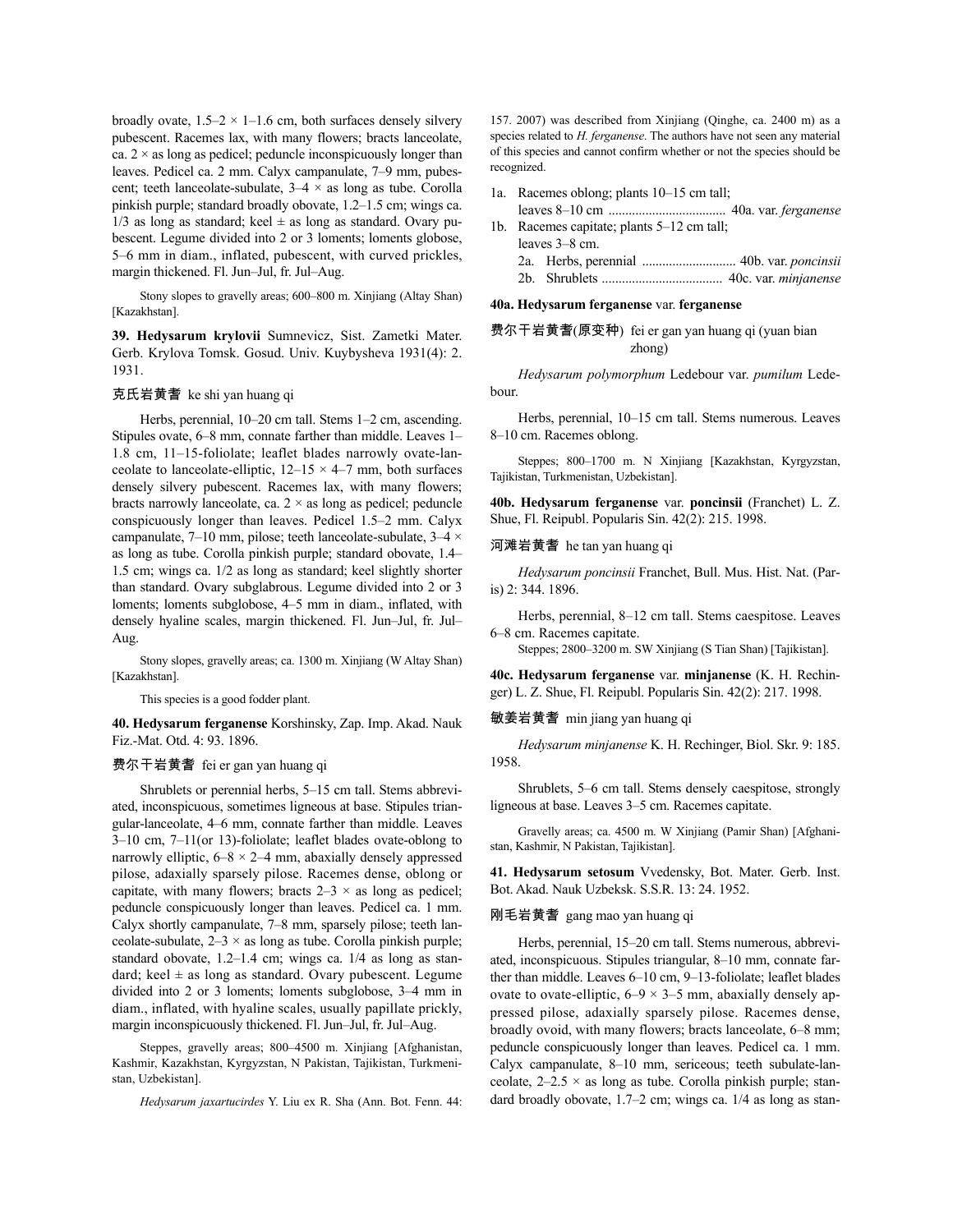broadly ovate, 1.5–2 × 1–1.6 cm, both surfaces densely silvery pubescent. Racemes lax, with many flowers; bracts lanceolate, ca. 2 × as long as pedicel; peduncle inconspicuously longer than leaves. Pedicel ca. 2 mm. Calyx campanulate, 7–9 mm, pubescent; teeth lanceolate-subulate, 3–4 × as long as tube. Corolla pinkish purple; standard broadly obovate, 1.2–1.5 cm; wings ca. 1/3 as long as standard; keel ± as long as standard. Ovary pubescent. Legume divided into 2 or 3 loments; loments globose, 5–6 mm in diam., inflated, pubescent, with curved prickles, margin thickened. Fl. Jun–Jul, fr. Jul–Aug.

Stony slopes to gravelly areas; 600–800 m. Xinjiang (Altay Shan) [Kazakhstan].

**39. Hedysarum krylovii** Sumnevicz, Sist. Zametki Mater. Gerb. Krylova Tomsk. Gosud. Univ. Kuybysheva 1931(4): 2. 1931.

克氏岩黄耆 ke shi yan huang qi

Herbs, perennial, 10–20 cm tall. Stems 1–2 cm, ascending. Stipules ovate, 6–8 mm, connate farther than middle. Leaves 1–1.8 cm, 11–15-foliolate; leaflet blades narrowly ovate-lanceolate to lanceolate-elliptic, 12–15 × 4–7 mm, both surfaces densely silvery pubescent. Racemes lax, with many flowers; bracts narrowly lanceolate, ca. 2 × as long as pedicel; peduncle conspicuously longer than leaves. Pedicel 1.5–2 mm. Calyx campanulate, 7–10 mm, pilose; teeth lanceolate-subulate, 3–4 × as long as tube. Corolla pinkish purple; standard obovate, 1.4–1.5 cm; wings ca. 1/2 as long as standard; keel slightly shorter than standard. Ovary subglabrous. Legume divided into 2 or 3 loments; loments subglobose, 4–5 mm in diam., inflated, with densely hyaline scales, margin thickened. Fl. Jun–Jul, fr. Jul–Aug.

Stony slopes, gravelly areas; ca. 1300 m. Xinjiang (W Altay Shan) [Kazakhstan].

This species is a good fodder plant.

**40. Hedysarum ferganense** Korshinsky, Zap. Imp. Akad. Nauk Fiz.-Mat. Otd. 4: 93. 1896.

费尔干岩黄耆 fei er gan yan huang qi

Shrublets or perennial herbs, 5–15 cm tall. Stems abbreviated, inconspicuous, sometimes ligneous at base. Stipules triangular-lanceolate, 4–6 mm, connate farther than middle. Leaves 3–10 cm, 7–11(or 13)-foliolate; leaflet blades ovate-oblong to narrowly elliptic, 6–8 × 2–4 mm, abaxially densely appressed pilose, adaxially sparsely pilose. Racemes dense, oblong or capitate, with many flowers; bracts 2–3 × as long as pedicel; peduncle conspicuously longer than leaves. Pedicel ca. 1 mm. Calyx shortly campanulate, 7–8 mm, sparsely pilose; teeth lanceolate-subulate, 2–3 × as long as tube. Corolla pinkish purple; standard obovate, 1.2–1.4 cm; wings ca. 1/4 as long as standard; keel ± as long as standard. Ovary pubescent. Legume divided into 2 or 3 loments; loments subglobose, 3–4 mm in diam., inflated, with hyaline scales, usually papillate prickly, margin inconspicuously thickened. Fl. Jun–Jul, fr. Jul–Aug.

Steppes, gravelly areas; 800–4500 m. Xinjiang [Afghanistan, Kashmir, Kazakhstan, Kyrgyzstan, N Pakistan, Tajikistan, Turkmenistan, Uzbekistan].

*Hedysarum jaxartucirdes* Y. Liu ex R. Sha (Ann. Bot. Fenn. 44: 157. 2007) was described from Xinjiang (Qinghe, ca. 2400 m) as a species related to *H. ferganense*. The authors have not seen any material of this species and cannot confirm whether or not the species should be recognized.

1a. Racemes oblong; plants 10–15 cm tall; leaves 8–10 cm .................................. 40a. var. *ferganense*
1b. Racemes capitate; plants 5–12 cm tall; leaves 3–8 cm.
  2a. Herbs, perennial ........................... 40b. var. *poncinsii*
  2b. Shrublets .................................. 40c. var. *minjanense*

**40a. Hedysarum ferganense** var. **ferganense**

费尔干岩黄耆(原变种) fei er gan yan huang qi (yuan bian zhong)

*Hedysarum polymorphum* Ledebour var. *pumilum* Ledebour.

Herbs, perennial, 10–15 cm tall. Stems numerous. Leaves 8–10 cm. Racemes oblong.

Steppes; 800–1700 m. N Xinjiang [Kazakhstan, Kyrgyzstan, Tajikistan, Turkmenistan, Uzbekistan].

**40b. Hedysarum ferganense** var. **poncinsii** (Franchet) L. Z. Shue, Fl. Reipubl. Popularis Sin. 42(2): 215. 1998.

河滩岩黄耆 he tan yan huang qi

*Hedysarum poncinsii* Franchet, Bull. Mus. Hist. Nat. (Paris) 2: 344. 1896.

Herbs, perennial, 8–12 cm tall. Stems caespitose. Leaves 6–8 cm. Racemes capitate.

Steppes; 2800–3200 m. SW Xinjiang (S Tian Shan) [Tajikistan].

**40c. Hedysarum ferganense** var. **minjanense** (K. H. Rechinger) L. Z. Shue, Fl. Reipubl. Popularis Sin. 42(2): 217. 1998.

敏姜岩黄耆 min jiang yan huang qi

*Hedysarum minjanense* K. H. Rechinger, Biol. Skr. 9: 185. 1958.

Shrublets, 5–6 cm tall. Stems densely caespitose, strongly ligneous at base. Leaves 3–5 cm. Racemes capitate.

Gravelly areas; ca. 4500 m. W Xinjiang (Pamir Shan) [Afghanistan, Kashmir, N Pakistan, Tajikistan].

**41. Hedysarum setosum** Vvedensky, Bot. Mater. Gerb. Inst. Bot. Akad. Nauk Uzbeksk. S.S.R. 13: 24. 1952.

刚毛岩黄耆 gang mao yan huang qi

Herbs, perennial, 15–20 cm tall. Stems numerous, abbreviated, inconspicuous. Stipules triangular, 8–10 mm, connate farther than middle. Leaves 6–10 cm, 9–13-foliolate; leaflet blades ovate to ovate-elliptic, 6–9 × 3–5 mm, abaxially densely appressed pilose, adaxially sparsely pilose. Racemes dense, broadly ovoid, with many flowers; bracts lanceolate, 6–8 mm; peduncle conspicuously longer than leaves. Pedicel ca. 1 mm. Calyx campanulate, 8–10 mm, sericeous; teeth subulate-lanceolate, 2–2.5 × as long as tube. Corolla pinkish purple; standard broadly obovate, 1.7–2 cm; wings ca. 1/4 as long as stan-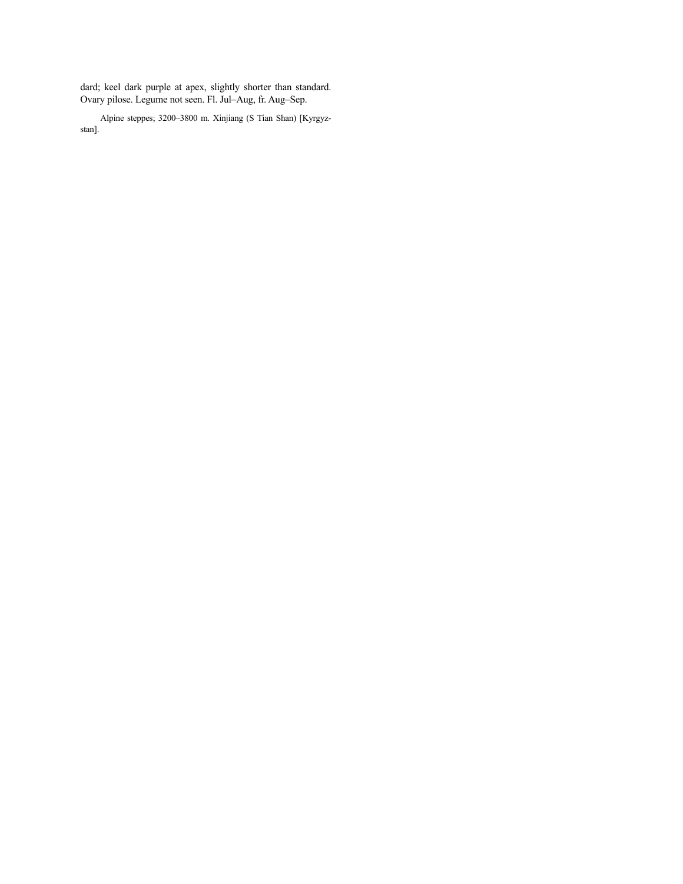dard; keel dark purple at apex, slightly shorter than standard. Ovary pilose. Legume not seen. Fl. Jul–Aug, fr. Aug–Sep.

Alpine steppes; 3200–3800 m. Xinjiang (S Tian Shan) [Kyrgyzstan].